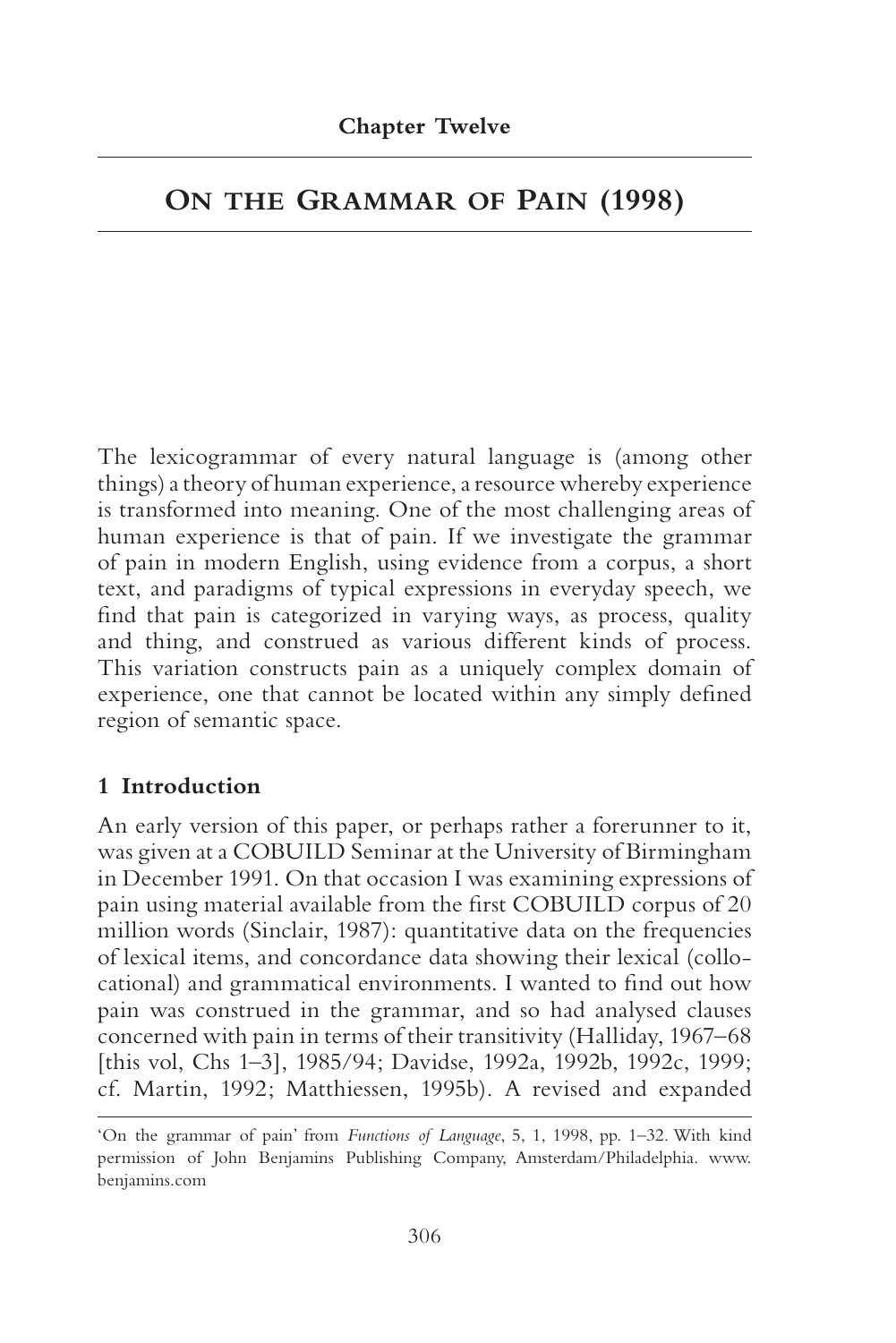**Chapter Twelve**

# ON THE GRAMMAR OF PAIN (1998)

The lexicogrammar of every natural language is (among other things) a theory of human experience, a resource whereby experience is transformed into meaning. One of the most challenging areas of human experience is that of pain. If we investigate the grammar of pain in modern English, using evidence from a corpus, a short text, and paradigms of typical expressions in everyday speech, we find that pain is categorized in varying ways, as process, quality and thing, and construed as various different kinds of process. This variation constructs pain as a uniquely complex domain of experience, one that cannot be located within any simply defined region of semantic space.

## 1 Introduction

An early version of this paper, or perhaps rather a forerunner to it, was given at a COBUILD Seminar at the University of Birmingham in December 1991. On that occasion I was examining expressions of pain using material available from the first COBUILD corpus of 20 million words (Sinclair, 1987): quantitative data on the frequencies of lexical items, and concordance data showing their lexical (collocational) and grammatical environments. I wanted to find out how pain was construed in the grammar, and so had analysed clauses concerned with pain in terms of their transitivity (Halliday, 1967–68 [this vol, Chs 1–3], 1985/94; Davidse, 1992a, 1992b, 1992c, 1999; cf. Martin, 1992; Matthiessen, 1995b). A revised and expanded

'On the grammar of pain' from *Functions of Language*, 5, 1, 1998, pp. 1–32. With kind permission of John Benjamins Publishing Company, Amsterdam/Philadelphia. www.benjamins.com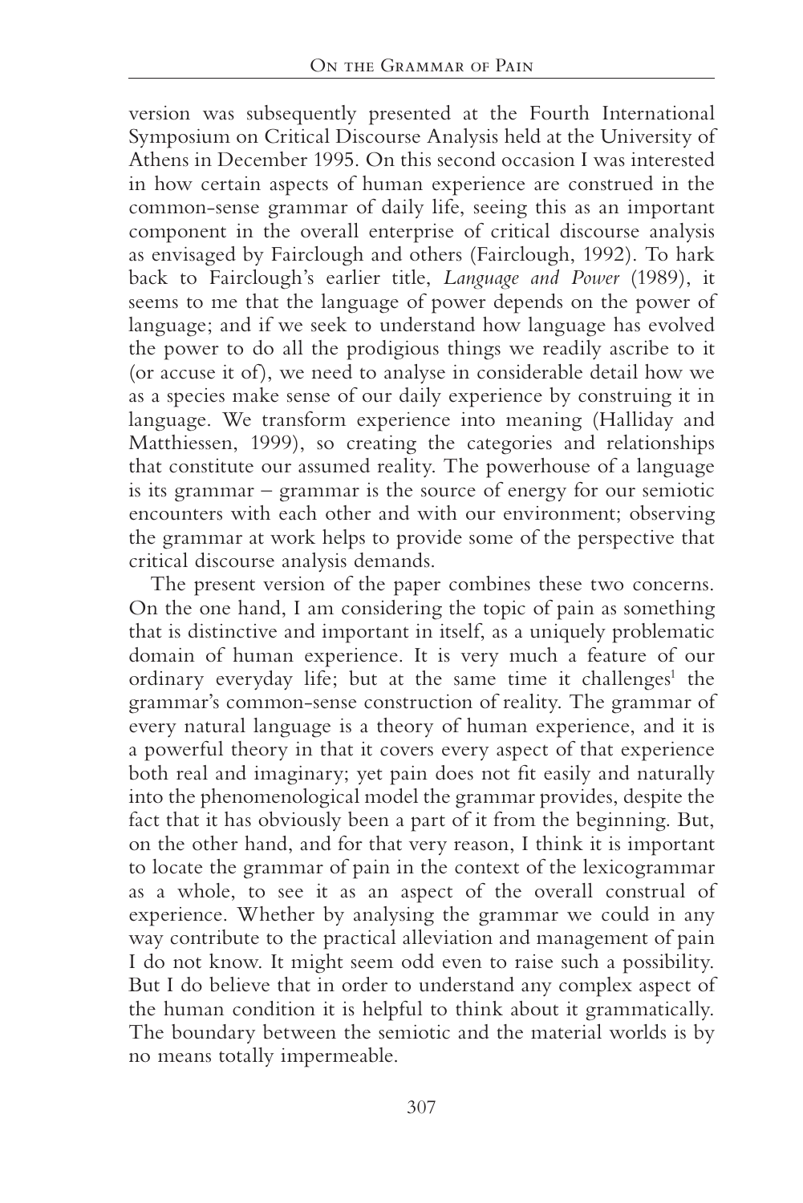version was subsequently presented at the Fourth International Symposium on Critical Discourse Analysis held at the University of Athens in December 1995. On this second occasion I was interested in how certain aspects of human experience are construed in the common-sense grammar of daily life, seeing this as an important component in the overall enterprise of critical discourse analysis as envisaged by Fairclough and others (Fairclough, 1992). To hark back to Fairclough's earlier title, *Language and Power* (1989), it seems to me that the language of power depends on the power of language; and if we seek to understand how language has evolved the power to do all the prodigious things we readily ascribe to it (or accuse it of), we need to analyse in considerable detail how we as a species make sense of our daily experience by construing it in language. We transform experience into meaning (Halliday and Matthiessen, 1999), so creating the categories and relationships that constitute our assumed reality. The powerhouse of a language is its grammar – grammar is the source of energy for our semiotic encounters with each other and with our environment; observing the grammar at work helps to provide some of the perspective that critical discourse analysis demands.

The present version of the paper combines these two concerns. On the one hand, I am considering the topic of pain as something that is distinctive and important in itself, as a uniquely problematic domain of human experience. It is very much a feature of our ordinary everyday life; but at the same time it challenges[1] the grammar's common-sense construction of reality. The grammar of every natural language is a theory of human experience, and it is a powerful theory in that it covers every aspect of that experience both real and imaginary; yet pain does not fit easily and naturally into the phenomenological model the grammar provides, despite the fact that it has obviously been a part of it from the beginning. But, on the other hand, and for that very reason, I think it is important to locate the grammar of pain in the context of the lexicogrammar as a whole, to see it as an aspect of the overall construal of experience. Whether by analysing the grammar we could in any way contribute to the practical alleviation and management of pain I do not know. It might seem odd even to raise such a possibility. But I do believe that in order to understand any complex aspect of the human condition it is helpful to think about it grammatically. The boundary between the semiotic and the material worlds is by no means totally impermeable.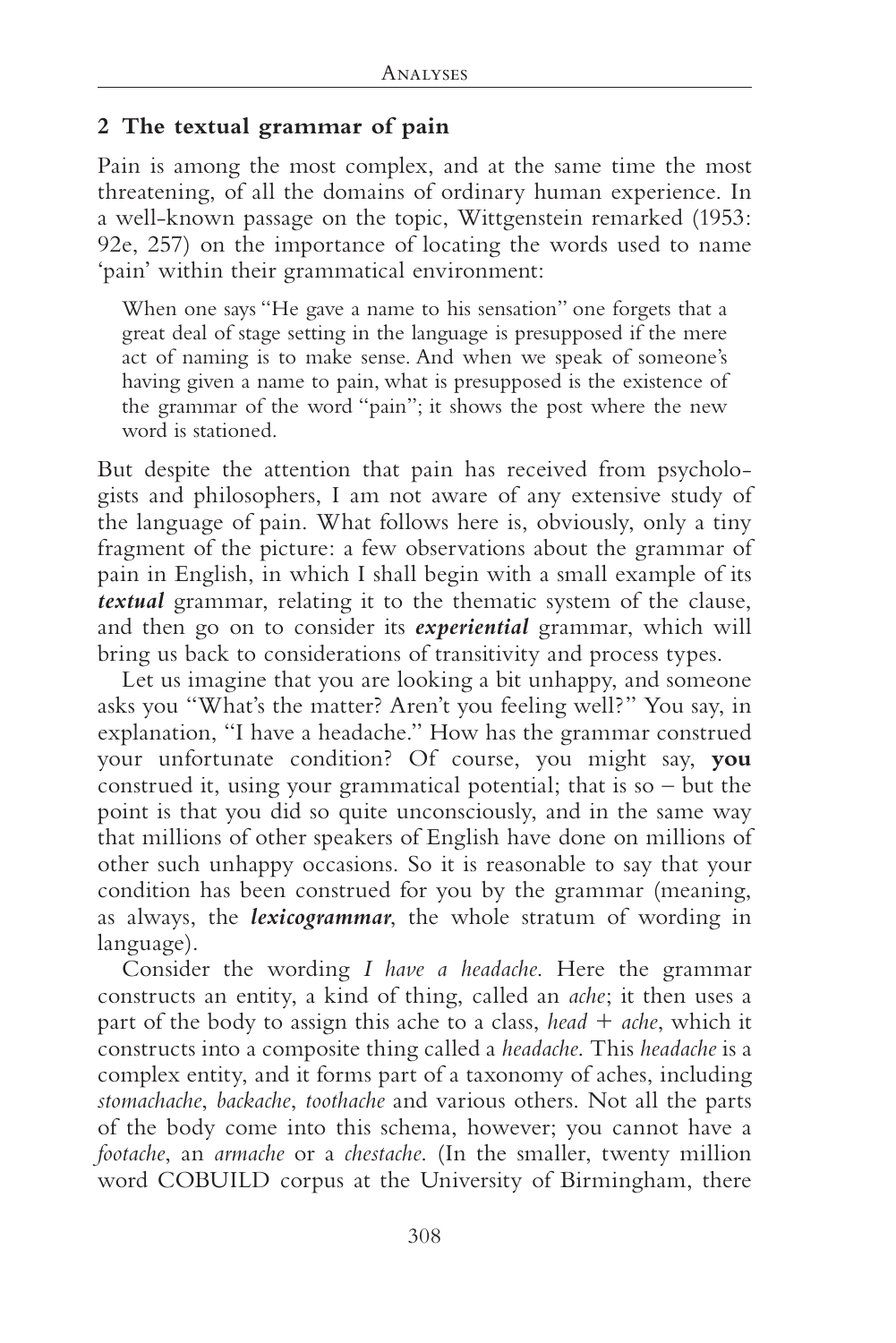## 2 The textual grammar of pain

Pain is among the most complex, and at the same time the most threatening, of all the domains of ordinary human experience. In a well-known passage on the topic, Wittgenstein remarked (1953: 92e, 257) on the importance of locating the words used to name 'pain' within their grammatical environment:

> When one says "He gave a name to his sensation" one forgets that a great deal of stage setting in the language is presupposed if the mere act of naming is to make sense. And when we speak of someone's having given a name to pain, what is presupposed is the existence of the grammar of the word "pain"; it shows the post where the new word is stationed.

But despite the attention that pain has received from psychologists and philosophers, I am not aware of any extensive study of the language of pain. What follows here is, obviously, only a tiny fragment of the picture: a few observations about the grammar of pain in English, in which I shall begin with a small example of its ***textual*** grammar, relating it to the thematic system of the clause, and then go on to consider its ***experiential*** grammar, which will bring us back to considerations of transitivity and process types.

Let us imagine that you are looking a bit unhappy, and someone asks you "What's the matter? Aren't you feeling well?" You say, in explanation, "I have a headache." How has the grammar construed your unfortunate condition? Of course, you might say, **you** construed it, using your grammatical potential; that is so – but the point is that you did so quite unconsciously, and in the same way that millions of other speakers of English have done on millions of other such unhappy occasions. So it is reasonable to say that your condition has been construed for you by the grammar (meaning, as always, the ***lexicogrammar***, the whole stratum of wording in language).

Consider the wording *I have a headache*. Here the grammar constructs an entity, a kind of thing, called an *ache*; it then uses a part of the body to assign this ache to a class, *head + ache*, which it constructs into a composite thing called a *headache*. This *headache* is a complex entity, and it forms part of a taxonomy of aches, including *stomachache*, *backache*, *toothache* and various others. Not all the parts of the body come into this schema, however; you cannot have a *footache*, an *armache* or a *chestache*. (In the smaller, twenty million word COBUILD corpus at the University of Birmingham, there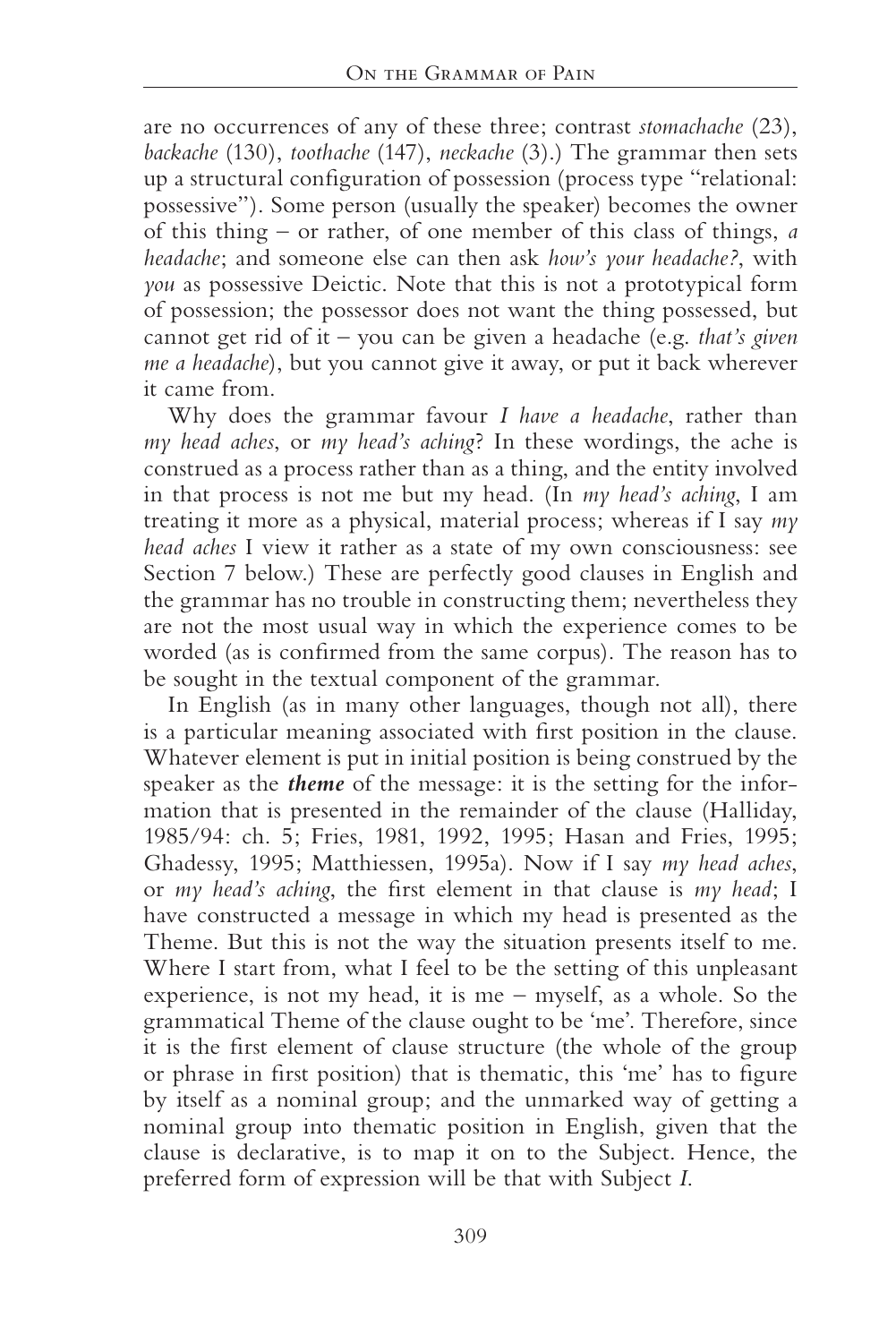are no occurrences of any of these three; contrast *stomachache* (23), *backache* (130), *toothache* (147), *neckache* (3).) The grammar then sets up a structural configuration of possession (process type "relational: possessive"). Some person (usually the speaker) becomes the owner of this thing – or rather, of one member of this class of things, *a headache*; and someone else can then ask *how's your headache?*, with *you* as possessive Deictic. Note that this is not a prototypical form of possession; the possessor does not want the thing possessed, but cannot get rid of it – you can be given a headache (e.g. *that's given me a headache*), but you cannot give it away, or put it back wherever it came from.

Why does the grammar favour *I have a headache*, rather than *my head aches*, or *my head's aching*? In these wordings, the ache is construed as a process rather than as a thing, and the entity involved in that process is not me but my head. (In *my head's aching*, I am treating it more as a physical, material process; whereas if I say *my head aches* I view it rather as a state of my own consciousness: see Section 7 below.) These are perfectly good clauses in English and the grammar has no trouble in constructing them; nevertheless they are not the most usual way in which the experience comes to be worded (as is confirmed from the same corpus). The reason has to be sought in the textual component of the grammar.

In English (as in many other languages, though not all), there is a particular meaning associated with first position in the clause. Whatever element is put in initial position is being construed by the speaker as the ***theme*** of the message: it is the setting for the information that is presented in the remainder of the clause (Halliday, 1985/94: ch. 5; Fries, 1981, 1992, 1995; Hasan and Fries, 1995; Ghadessy, 1995; Matthiessen, 1995a). Now if I say *my head aches*, or *my head's aching*, the first element in that clause is *my head*; I have constructed a message in which my head is presented as the Theme. But this is not the way the situation presents itself to me. Where I start from, what I feel to be the setting of this unpleasant experience, is not my head, it is me – myself, as a whole. So the grammatical Theme of the clause ought to be 'me'. Therefore, since it is the first element of clause structure (the whole of the group or phrase in first position) that is thematic, this 'me' has to figure by itself as a nominal group; and the unmarked way of getting a nominal group into thematic position in English, given that the clause is declarative, is to map it on to the Subject. Hence, the preferred form of expression will be that with Subject *I*.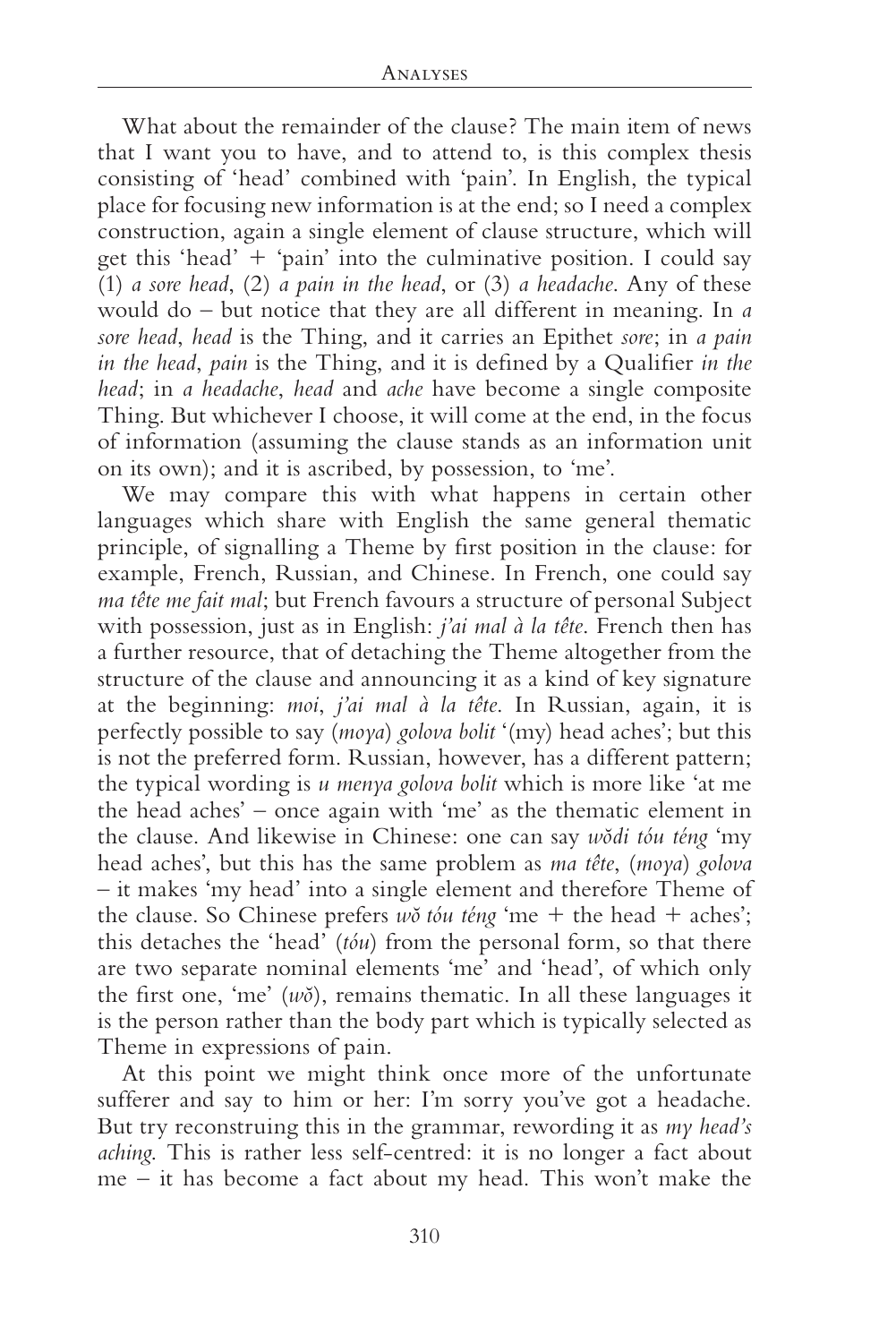What about the remainder of the clause? The main item of news that I want you to have, and to attend to, is this complex thesis consisting of 'head' combined with 'pain'. In English, the typical place for focusing new information is at the end; so I need a complex construction, again a single element of clause structure, which will get this 'head' + 'pain' into the culminative position. I could say (1) *a sore head*, (2) *a pain in the head*, or (3) *a headache*. Any of these would do – but notice that they are all different in meaning. In *a sore head*, *head* is the Thing, and it carries an Epithet *sore*; in *a pain in the head*, *pain* is the Thing, and it is defined by a Qualifier *in the head*; in *a headache*, *head* and *ache* have become a single composite Thing. But whichever I choose, it will come at the end, in the focus of information (assuming the clause stands as an information unit on its own); and it is ascribed, by possession, to 'me'.

We may compare this with what happens in certain other languages which share with English the same general thematic principle, of signalling a Theme by first position in the clause: for example, French, Russian, and Chinese. In French, one could say *ma tête me fait mal*; but French favours a structure of personal Subject with possession, just as in English: *j'ai mal à la tête*. French then has a further resource, that of detaching the Theme altogether from the structure of the clause and announcing it as a kind of key signature at the beginning: *moi, j'ai mal à la tête*. In Russian, again, it is perfectly possible to say (*moya*) *golova bolit* '(my) head aches'; but this is not the preferred form. Russian, however, has a different pattern; the typical wording is *u menya golova bolit* which is more like 'at me the head aches' – once again with 'me' as the thematic element in the clause. And likewise in Chinese: one can say *wǒdi tóu téng* 'my head aches', but this has the same problem as *ma tête*, (*moya*) *golova* – it makes 'my head' into a single element and therefore Theme of the clause. So Chinese prefers *wǒ tóu téng* 'me + the head + aches'; this detaches the 'head' (*tóu*) from the personal form, so that there are two separate nominal elements 'me' and 'head', of which only the first one, 'me' (*wǒ*), remains thematic. In all these languages it is the person rather than the body part which is typically selected as Theme in expressions of pain.

At this point we might think once more of the unfortunate sufferer and say to him or her: I'm sorry you've got a headache. But try reconstruing this in the grammar, rewording it as *my head's aching*. This is rather less self-centred: it is no longer a fact about me – it has become a fact about my head. This won't make the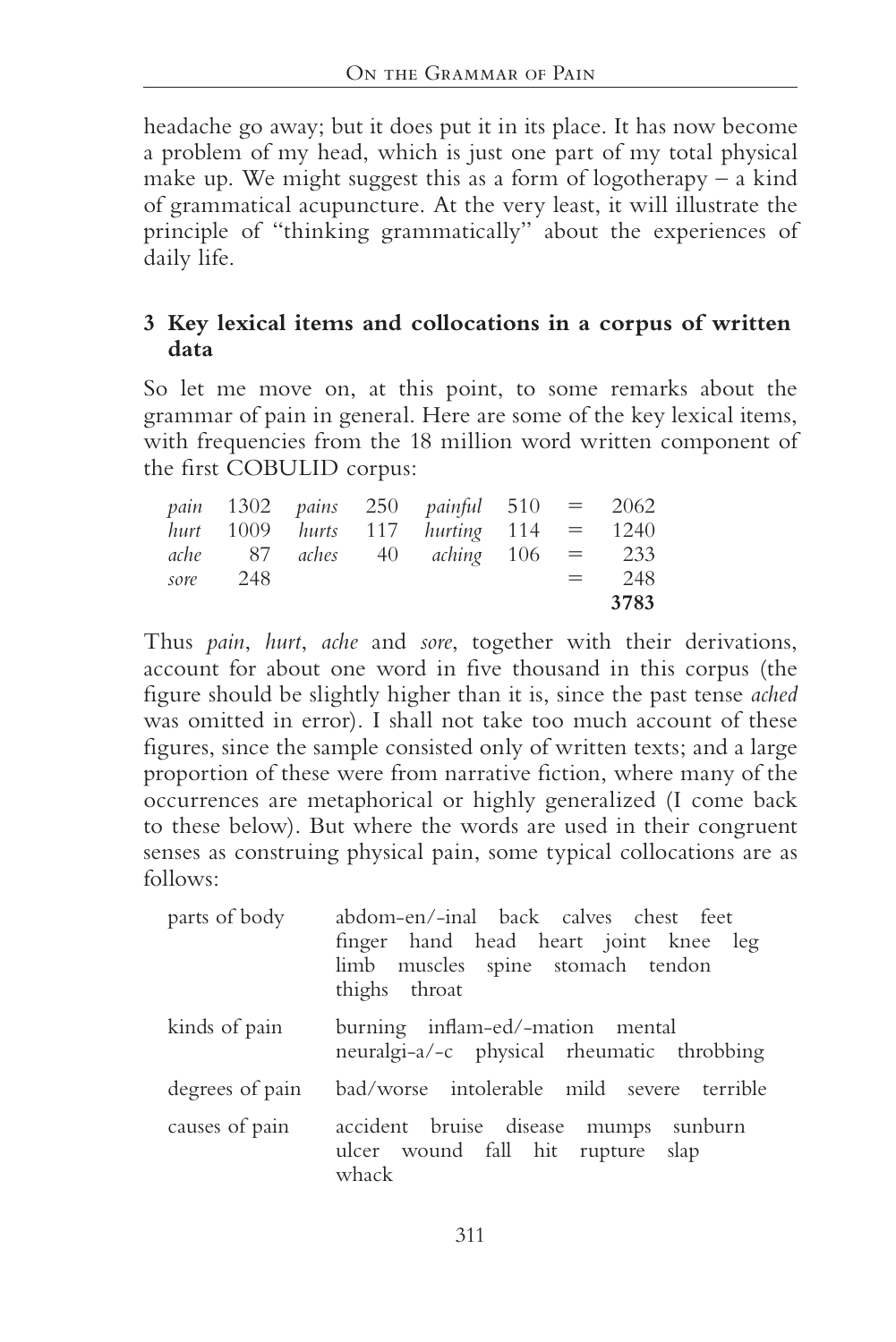headache go away; but it does put it in its place. It has now become a problem of my head, which is just one part of my total physical make up. We might suggest this as a form of logotherapy – a kind of grammatical acupuncture. At the very least, it will illustrate the principle of "thinking grammatically" about the experiences of daily life.

## 3 Key lexical items and collocations in a corpus of written data

So let me move on, at this point, to some remarks about the grammar of pain in general. Here are some of the key lexical items, with frequencies from the 18 million word written component of the first COBULID corpus:

| | | | | | | | |
|---|---|---|---|---|---|---|---|
| *pain* | 1302 | *pains* | 250 | *painful* | 510 | = | 2062 |
| *hurt* | 1009 | *hurts* | 117 | *hurting* | 114 | = | 1240 |
| *ache* | 87 | *aches* | 40 | *aching* | 106 | = | 233 |
| *sore* | 248 | | | | | = | 248 |
| | | | | | | | **3783** |

Thus *pain*, *hurt*, *ache* and *sore*, together with their derivations, account for about one word in five thousand in this corpus (the figure should be slightly higher than it is, since the past tense *ached* was omitted in error). I shall not take too much account of these figures, since the sample consisted only of written texts; and a large proportion of these were from narrative fiction, where many of the occurrences are metaphorical or highly generalized (I come back to these below). But where the words are used in their congruent senses as construing physical pain, some typical collocations are as follows:

| | |
|---|---|
| parts of body | abdom-en/-inal back calves chest feet finger hand head heart joint knee leg limb muscles spine stomach tendon thighs throat |
| kinds of pain | burning inflam-ed/-mation mental neuralgi-a/-c physical rheumatic throbbing |
| degrees of pain | bad/worse intolerable mild severe terrible |
| causes of pain | accident bruise disease mumps sunburn ulcer wound fall hit rupture slap whack |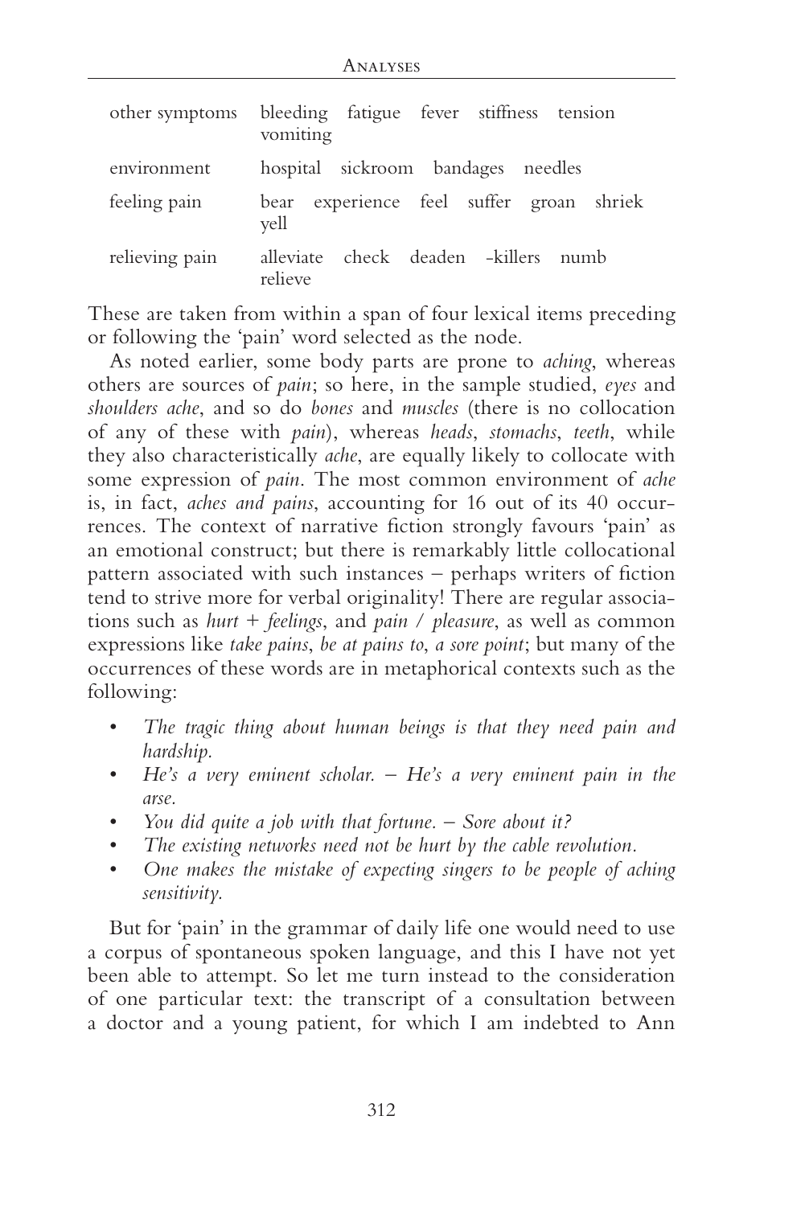| | |
|---|---|
| other symptoms | bleeding fatigue fever stiffness tension vomiting |
| environment | hospital sickroom bandages needles |
| feeling pain | bear experience feel suffer groan shriek yell |
| relieving pain | alleviate check deaden -killers numb relieve |

These are taken from within a span of four lexical items preceding or following the 'pain' word selected as the node.

As noted earlier, some body parts are prone to *aching*, whereas others are sources of *pain*; so here, in the sample studied, *eyes* and *shoulders ache*, and so do *bones* and *muscles* (there is no collocation of any of these with *pain*), whereas *heads*, *stomachs*, *teeth*, while they also characteristically *ache*, are equally likely to collocate with some expression of *pain*. The most common environment of *ache* is, in fact, *aches and pains*, accounting for 16 out of its 40 occurrences. The context of narrative fiction strongly favours 'pain' as an emotional construct; but there is remarkably little collocational pattern associated with such instances – perhaps writers of fiction tend to strive more for verbal originality! There are regular associations such as *hurt + feelings*, and *pain / pleasure*, as well as common expressions like *take pains*, *be at pains to*, *a sore point*; but many of the occurrences of these words are in metaphorical contexts such as the following:

- *The tragic thing about human beings is that they need pain and hardship.*
- *He's a very eminent scholar. – He's a very eminent pain in the arse.*
- *You did quite a job with that fortune. – Sore about it?*
- *The existing networks need not be hurt by the cable revolution.*
- *One makes the mistake of expecting singers to be people of aching sensitivity.*

But for 'pain' in the grammar of daily life one would need to use a corpus of spontaneous spoken language, and this I have not yet been able to attempt. So let me turn instead to the consideration of one particular text: the transcript of a consultation between a doctor and a young patient, for which I am indebted to Ann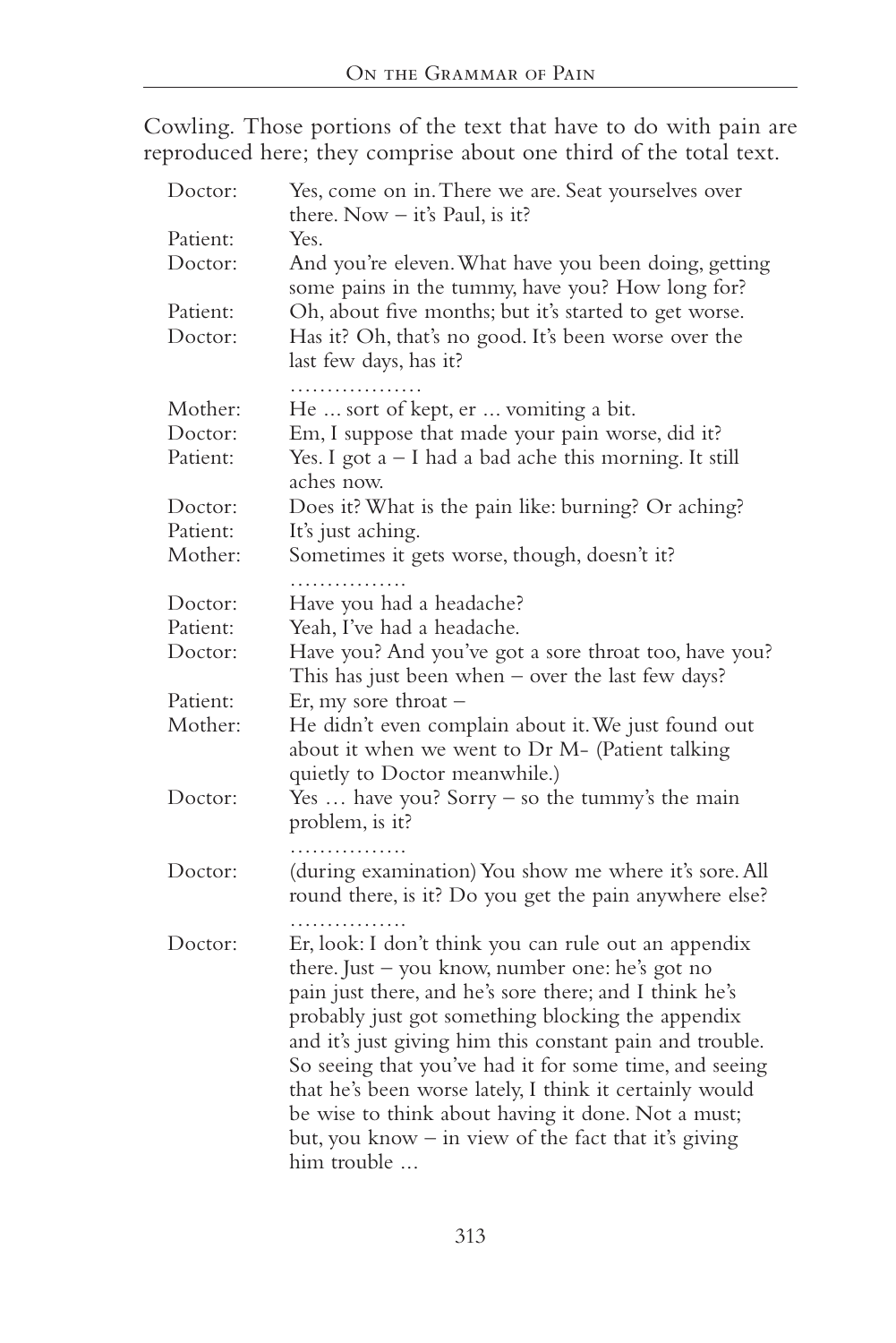Cowling. Those portions of the text that have to do with pain are reproduced here; they comprise about one third of the total text.

| | |
|---|---|
| Doctor: | Yes, come on in. There we are. Seat yourselves over there. Now – it's Paul, is it? |
| Patient: | Yes. |
| Doctor: | And you're eleven. What have you been doing, getting some pains in the tummy, have you? How long for? |
| Patient: | Oh, about five months; but it's started to get worse. |
| Doctor: | Has it? Oh, that's no good. It's been worse over the last few days, has it? |
| | ……………… |
| Mother: | He ... sort of kept, er ... vomiting a bit. |
| Doctor: | Em, I suppose that made your pain worse, did it? |
| Patient: | Yes. I got a – I had a bad ache this morning. It still aches now. |
| Doctor: | Does it? What is the pain like: burning? Or aching? |
| Patient: | It's just aching. |
| Mother: | Sometimes it gets worse, though, doesn't it? |
| | ……………. |
| Doctor: | Have you had a headache? |
| Patient: | Yeah, I've had a headache. |
| Doctor: | Have you? And you've got a sore throat too, have you? This has just been when – over the last few days? |
| Patient: | Er, my sore throat – |
| Mother: | He didn't even complain about it. We just found out about it when we went to Dr M- (Patient talking quietly to Doctor meanwhile.) |
| Doctor: | Yes … have you? Sorry – so the tummy's the main problem, is it? |
| | ……………. |
| Doctor: | (during examination) You show me where it's sore. All round there, is it? Do you get the pain anywhere else? |
| | ……………. |
| Doctor: | Er, look: I don't think you can rule out an appendix there. Just – you know, number one: he's got no pain just there, and he's sore there; and I think he's probably just got something blocking the appendix and it's just giving him this constant pain and trouble. So seeing that you've had it for some time, and seeing that he's been worse lately, I think it certainly would be wise to think about having it done. Not a must; but, you know – in view of the fact that it's giving him trouble ... |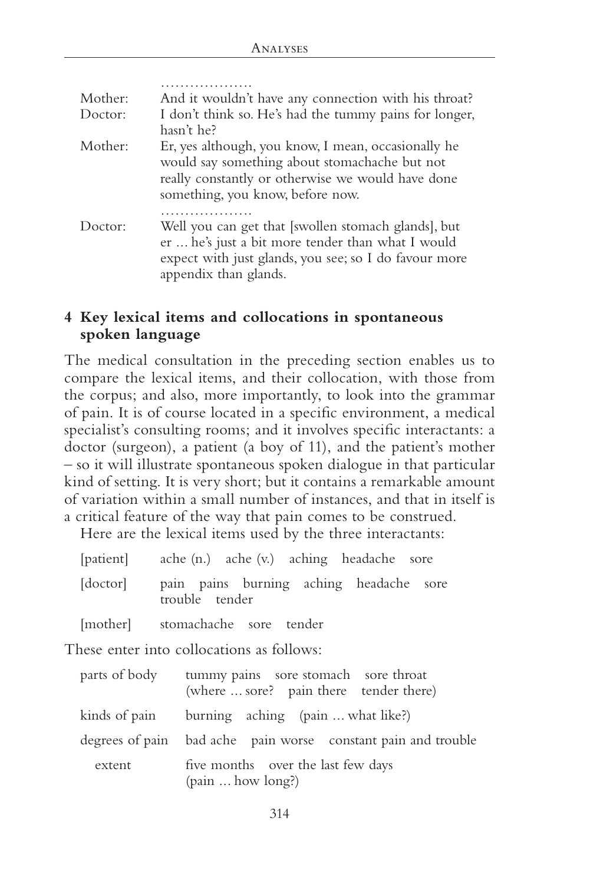..................

| | |
|---|---|
| Mother: | And it wouldn't have any connection with his throat? |
| Doctor: | I don't think so. He's had the tummy pains for longer, hasn't he? |
| Mother: | Er, yes although, you know, I mean, occasionally he would say something about stomachache but not really constantly or otherwise we would have done something, you know, before now. |

..................

| | |
|---|---|
| Doctor: | Well you can get that [swollen stomach glands], but er ... he's just a bit more tender than what I would expect with just glands, you see; so I do favour more appendix than glands. |

### 4 Key lexical items and collocations in spontaneous spoken language

The medical consultation in the preceding section enables us to compare the lexical items, and their collocation, with those from the corpus; and also, more importantly, to look into the grammar of pain. It is of course located in a specific environment, a medical specialist's consulting rooms; and it involves specific interactants: a doctor (surgeon), a patient (a boy of 11), and the patient's mother – so it will illustrate spontaneous spoken dialogue in that particular kind of setting. It is very short; but it contains a remarkable amount of variation within a small number of instances, and that in itself is a critical feature of the way that pain comes to be construed.

Here are the lexical items used by the three interactants:

| | |
|---|---|
| [patient] | ache (n.) ache (v.) aching headache sore |
| [doctor] | pain pains burning aching headache sore trouble tender |
| [mother] | stomachache sore tender |

These enter into collocations as follows:

| | |
|---|---|
| parts of body | tummy pains sore stomach sore throat (where ... sore? pain there tender there) |
| kinds of pain | burning aching (pain ... what like?) |
| degrees of pain | bad ache pain worse constant pain and trouble |
| extent | five months over the last few days (pain ... how long?) |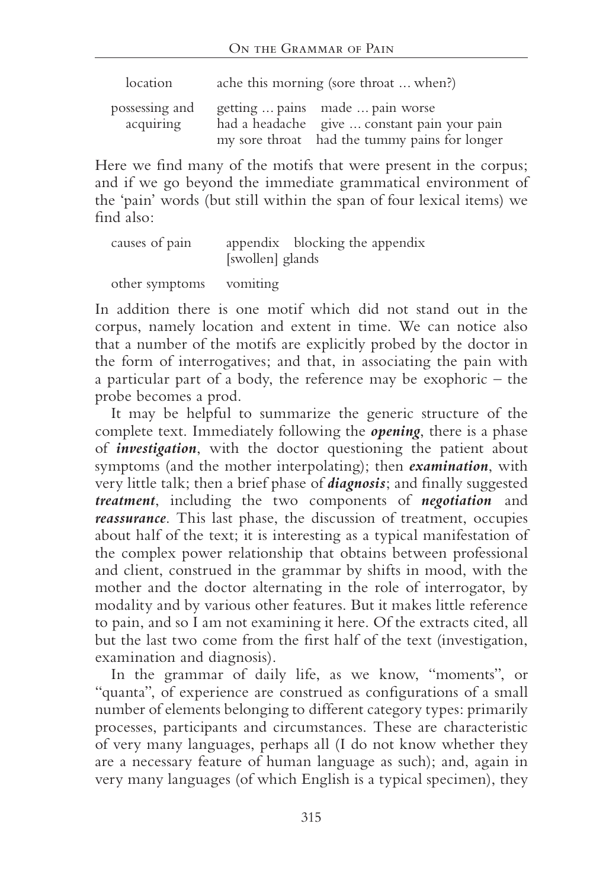| | | |
|---|---|---|
| location | ache this morning (sore throat ... when?) | |
| possessing and acquiring | getting ... pains | made ... pain worse |
| | had a headache | give ... constant pain your pain |
| | my sore throat | had the tummy pains for longer |

Here we find many of the motifs that were present in the corpus; and if we go beyond the immediate grammatical environment of the 'pain' words (but still within the span of four lexical items) we find also:

| | | |
|---|---|---|
| causes of pain | appendix | blocking the appendix |
| | [swollen] glands | |
| other symptoms | vomiting | |

In addition there is one motif which did not stand out in the corpus, namely location and extent in time. We can notice also that a number of the motifs are explicitly probed by the doctor in the form of interrogatives; and that, in associating the pain with a particular part of a body, the reference may be exophoric – the probe becomes a prod.

It may be helpful to summarize the generic structure of the complete text. Immediately following the ***opening***, there is a phase of ***investigation***, with the doctor questioning the patient about symptoms (and the mother interpolating); then ***examination***, with very little talk; then a brief phase of ***diagnosis***; and finally suggested ***treatment***, including the two components of ***negotiation*** and ***reassurance***. This last phase, the discussion of treatment, occupies about half of the text; it is interesting as a typical manifestation of the complex power relationship that obtains between professional and client, construed in the grammar by shifts in mood, with the mother and the doctor alternating in the role of interrogator, by modality and by various other features. But it makes little reference to pain, and so I am not examining it here. Of the extracts cited, all but the last two come from the first half of the text (investigation, examination and diagnosis).

In the grammar of daily life, as we know, "moments", or "quanta", of experience are construed as configurations of a small number of elements belonging to different category types: primarily processes, participants and circumstances. These are characteristic of very many languages, perhaps all (I do not know whether they are a necessary feature of human language as such); and, again in very many languages (of which English is a typical specimen), they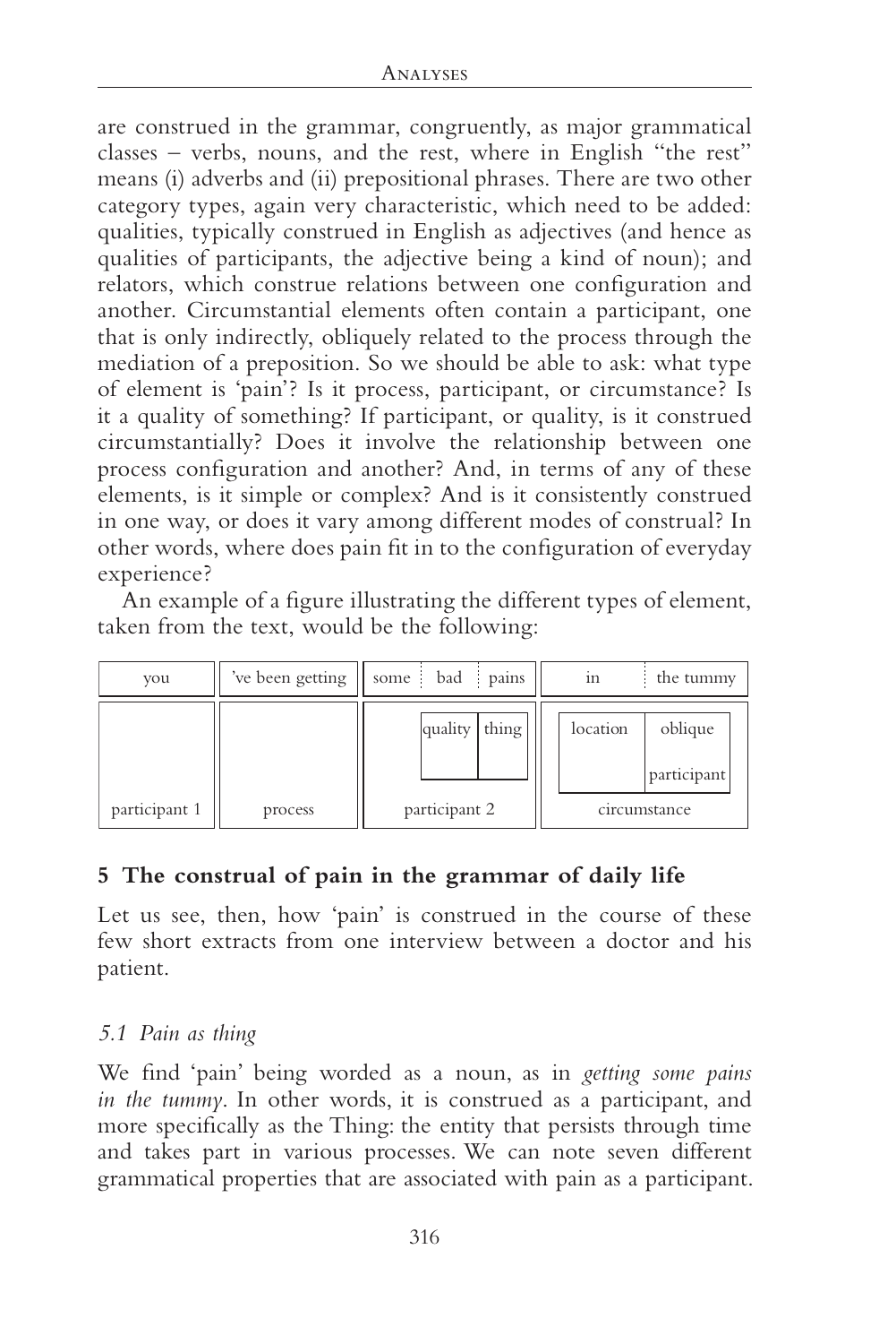are construed in the grammar, congruently, as major grammatical classes – verbs, nouns, and the rest, where in English "the rest" means (i) adverbs and (ii) prepositional phrases. There are two other category types, again very characteristic, which need to be added: qualities, typically construed in English as adjectives (and hence as qualities of participants, the adjective being a kind of noun); and relators, which construe relations between one configuration and another. Circumstantial elements often contain a participant, one that is only indirectly, obliquely related to the process through the mediation of a preposition. So we should be able to ask: what type of element is 'pain'? Is it process, participant, or circumstance? Is it a quality of something? If participant, or quality, is it construed circumstantially? Does it involve the relationship between one process configuration and another? And, in terms of any of these elements, is it simple or complex? And is it consistently construed in one way, or does it vary among different modes of construal? In other words, where does pain fit in to the configuration of everyday experience?

An example of a figure illustrating the different types of element, taken from the text, would be the following:

| you | 've been getting | some | bad | pains | in | the tummy |
|---|---|---|---|---|---|---|
| | | | quality | thing | location | oblique participant |
| participant 1 | process | participant 2 | | | circumstance | |

## 5 The construal of pain in the grammar of daily life

Let us see, then, how 'pain' is construed in the course of these few short extracts from one interview between a doctor and his patient.

### *5.1 Pain as thing*

We find 'pain' being worded as a noun, as in *getting some pains in the tummy*. In other words, it is construed as a participant, and more specifically as the Thing: the entity that persists through time and takes part in various processes. We can note seven different grammatical properties that are associated with pain as a participant.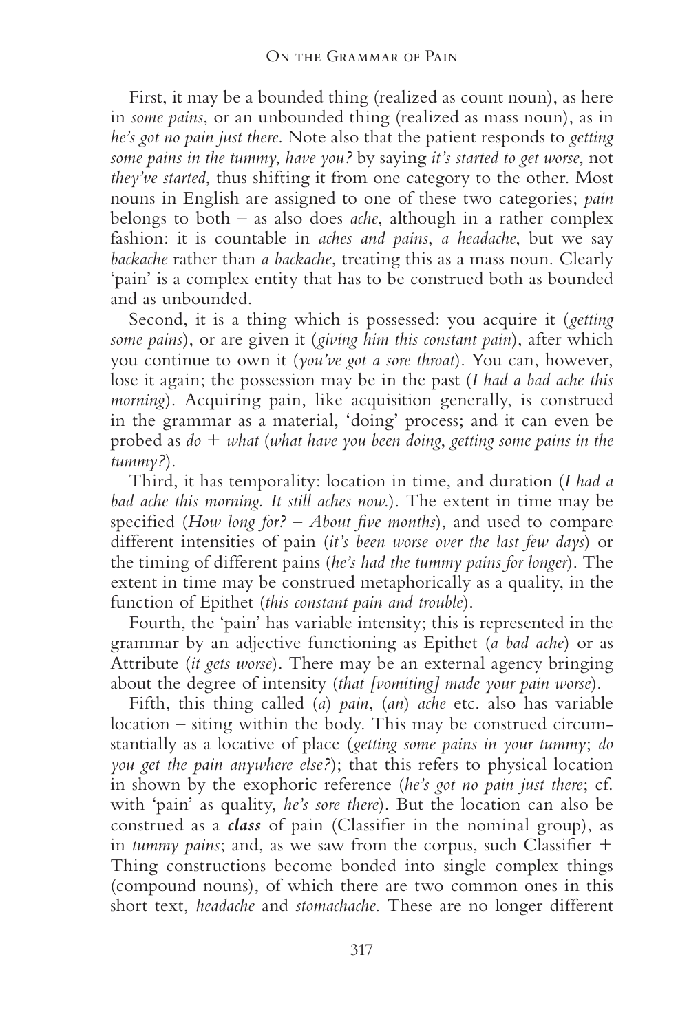First, it may be a bounded thing (realized as count noun), as here in *some pains*, or an unbounded thing (realized as mass noun), as in *he's got no pain just there*. Note also that the patient responds to *getting some pains in the tummy, have you?* by saying *it's started to get worse*, not *they've started*, thus shifting it from one category to the other. Most nouns in English are assigned to one of these two categories; *pain* belongs to both – as also does *ache*, although in a rather complex fashion: it is countable in *aches and pains*, *a headache*, but we say *backache* rather than *a backache*, treating this as a mass noun. Clearly 'pain' is a complex entity that has to be construed both as bounded and as unbounded.

Second, it is a thing which is possessed: you acquire it (*getting some pains*), or are given it (*giving him this constant pain*), after which you continue to own it (*you've got a sore throat*). You can, however, lose it again; the possession may be in the past (*I had a bad ache this morning*). Acquiring pain, like acquisition generally, is construed in the grammar as a material, 'doing' process; and it can even be probed as *do + what* (*what have you been doing, getting some pains in the tummy?*).

Third, it has temporality: location in time, and duration (*I had a bad ache this morning. It still aches now.*). The extent in time may be specified (*How long for? – About five months*), and used to compare different intensities of pain (*it's been worse over the last few days*) or the timing of different pains (*he's had the tummy pains for longer*). The extent in time may be construed metaphorically as a quality, in the function of Epithet (*this constant pain and trouble*).

Fourth, the 'pain' has variable intensity; this is represented in the grammar by an adjective functioning as Epithet (*a bad ache*) or as Attribute (*it gets worse*). There may be an external agency bringing about the degree of intensity (*that [vomiting] made your pain worse*).

Fifth, this thing called (*a*) *pain*, (*an*) *ache* etc. also has variable location – siting within the body. This may be construed circumstantially as a locative of place (*getting some pains in your tummy*; *do you get the pain anywhere else?*); that this refers to physical location in shown by the exophoric reference (*he's got no pain just there*; cf. with 'pain' as quality, *he's sore there*). But the location can also be construed as a ***class*** of pain (Classifier in the nominal group), as in *tummy pains*; and, as we saw from the corpus, such Classifier + Thing constructions become bonded into single complex things (compound nouns), of which there are two common ones in this short text, *headache* and *stomachache*. These are no longer different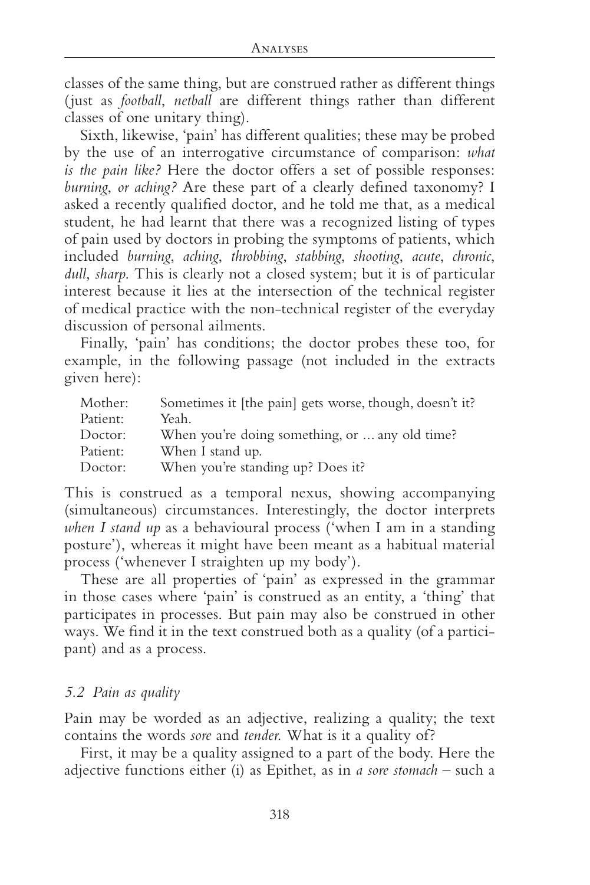classes of the same thing, but are construed rather as different things (just as *football*, *netball* are different things rather than different classes of one unitary thing).

Sixth, likewise, 'pain' has different qualities; these may be probed by the use of an interrogative circumstance of comparison: *what is the pain like?* Here the doctor offers a set of possible responses: *burning, or aching?* Are these part of a clearly defined taxonomy? I asked a recently qualified doctor, and he told me that, as a medical student, he had learnt that there was a recognized listing of types of pain used by doctors in probing the symptoms of patients, which included *burning*, *aching*, *throbbing*, *stabbing*, *shooting*, *acute*, *chronic*, *dull*, *sharp*. This is clearly not a closed system; but it is of particular interest because it lies at the intersection of the technical register of medical practice with the non-technical register of the everyday discussion of personal ailments.

Finally, 'pain' has conditions; the doctor probes these too, for example, in the following passage (not included in the extracts given here):

| | |
|---|---|
| Mother: | Sometimes it [the pain] gets worse, though, doesn't it? |
| Patient: | Yeah. |
| Doctor: | When you're doing something, or ... any old time? |
| Patient: | When I stand up. |
| Doctor: | When you're standing up? Does it? |

This is construed as a temporal nexus, showing accompanying (simultaneous) circumstances. Interestingly, the doctor interprets *when I stand up* as a behavioural process ('when I am in a standing posture'), whereas it might have been meant as a habitual material process ('whenever I straighten up my body').

These are all properties of 'pain' as expressed in the grammar in those cases where 'pain' is construed as an entity, a 'thing' that participates in processes. But pain may also be construed in other ways. We find it in the text construed both as a quality (of a participant) and as a process.

### *5.2 Pain as quality*

Pain may be worded as an adjective, realizing a quality; the text contains the words *sore* and *tender*. What is it a quality of?

First, it may be a quality assigned to a part of the body. Here the adjective functions either (i) as Epithet, as in *a sore stomach* – such a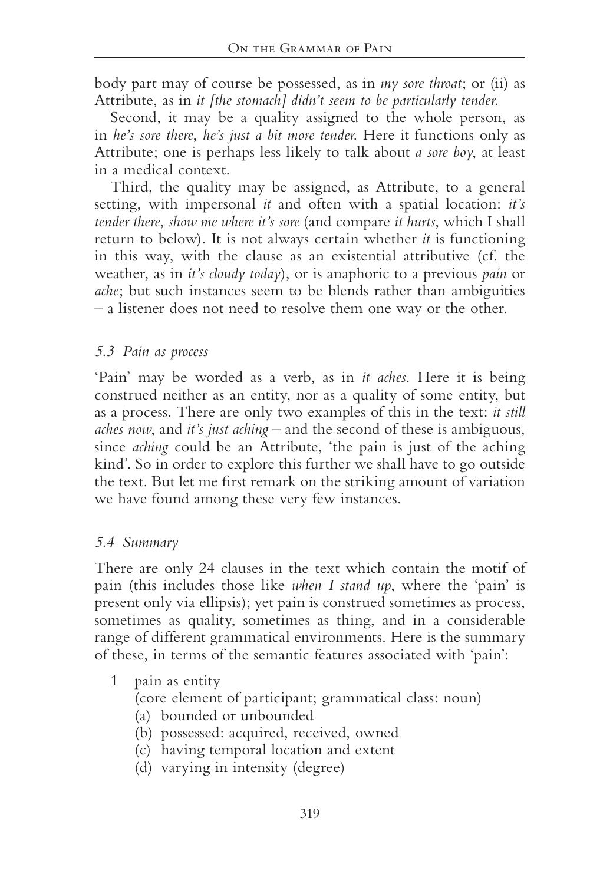body part may of course be possessed, as in *my sore throat*; or (ii) as Attribute, as in *it [the stomach] didn't seem to be particularly tender*.

Second, it may be a quality assigned to the whole person, as in *he's sore there*, *he's just a bit more tender*. Here it functions only as Attribute; one is perhaps less likely to talk about *a sore boy*, at least in a medical context.

Third, the quality may be assigned, as Attribute, to a general setting, with impersonal *it* and often with a spatial location: *it's tender there*, *show me where it's sore* (and compare *it hurts*, which I shall return to below). It is not always certain whether *it* is functioning in this way, with the clause as an existential attributive (cf. the weather, as in *it's cloudy today*), or is anaphoric to a previous *pain* or *ache*; but such instances seem to be blends rather than ambiguities – a listener does not need to resolve them one way or the other.

### *5.3 Pain as process*

'Pain' may be worded as a verb, as in *it aches*. Here it is being construed neither as an entity, nor as a quality of some entity, but as a process. There are only two examples of this in the text: *it still aches now*, and *it's just aching* – and the second of these is ambiguous, since *aching* could be an Attribute, 'the pain is just of the aching kind'. So in order to explore this further we shall have to go outside the text. But let me first remark on the striking amount of variation we have found among these very few instances.

### *5.4 Summary*

There are only 24 clauses in the text which contain the motif of pain (this includes those like *when I stand up*, where the 'pain' is present only via ellipsis); yet pain is construed sometimes as process, sometimes as quality, sometimes as thing, and in a considerable range of different grammatical environments. Here is the summary of these, in terms of the semantic features associated with 'pain':

1 pain as entity
   (core element of participant; grammatical class: noun)
   (a) bounded or unbounded
   (b) possessed: acquired, received, owned
   (c) having temporal location and extent
   (d) varying in intensity (degree)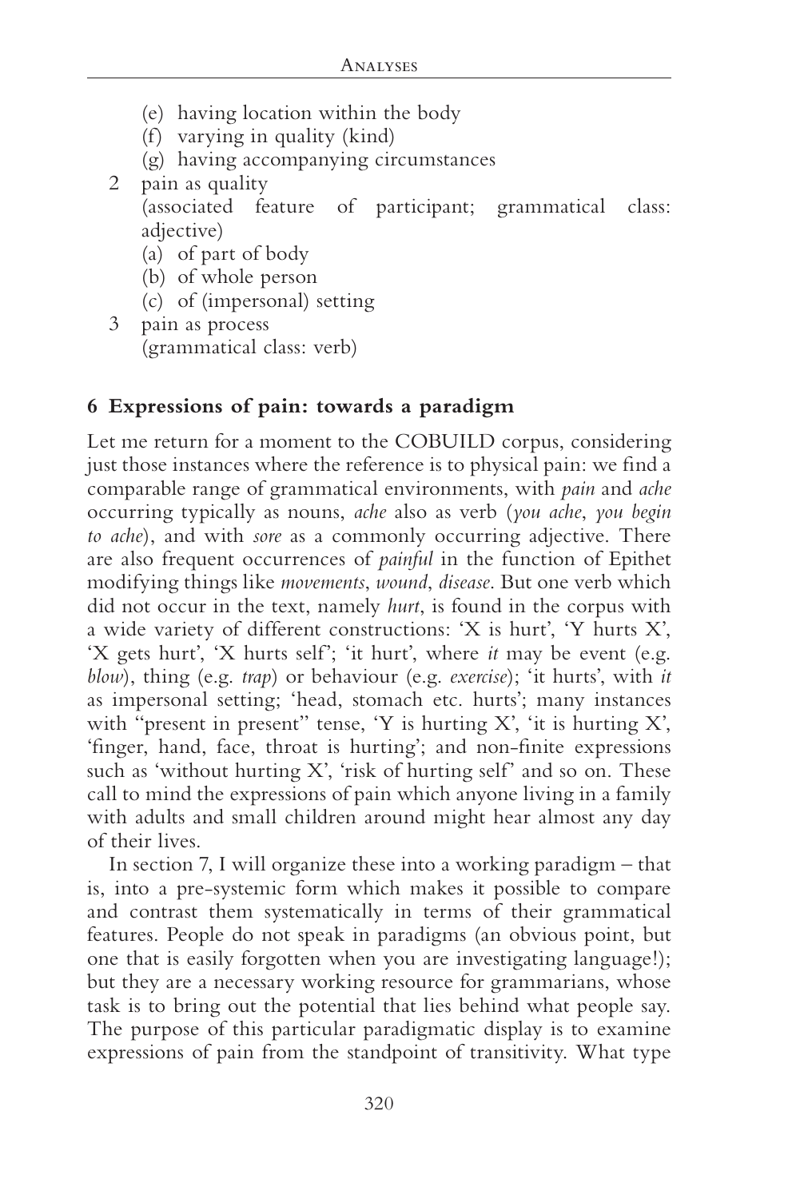- (e) having location within the body
   - (f) varying in quality (kind)
   - (g) having accompanying circumstances
2. pain as quality
   (associated feature of participant; grammatical class: adjective)
   - (a) of part of body
   - (b) of whole person
   - (c) of (impersonal) setting
3. pain as process
   (grammatical class: verb)

## 6 Expressions of pain: towards a paradigm

Let me return for a moment to the COBUILD corpus, considering just those instances where the reference is to physical pain: we find a comparable range of grammatical environments, with *pain* and *ache* occurring typically as nouns, *ache* also as verb (*you ache*, *you begin to ache*), and with *sore* as a commonly occurring adjective. There are also frequent occurrences of *painful* in the function of Epithet modifying things like *movements*, *wound*, *disease*. But one verb which did not occur in the text, namely *hurt*, is found in the corpus with a wide variety of different constructions: 'X is hurt', 'Y hurts X', 'X gets hurt', 'X hurts self'; 'it hurt', where *it* may be event (e.g. *blow*), thing (e.g. *trap*) or behaviour (e.g. *exercise*); 'it hurts', with *it* as impersonal setting; 'head, stomach etc. hurts'; many instances with "present in present" tense, 'Y is hurting X', 'it is hurting X', 'finger, hand, face, throat is hurting'; and non-finite expressions such as 'without hurting X', 'risk of hurting self' and so on. These call to mind the expressions of pain which anyone living in a family with adults and small children around might hear almost any day of their lives.

In section 7, I will organize these into a working paradigm – that is, into a pre-systemic form which makes it possible to compare and contrast them systematically in terms of their grammatical features. People do not speak in paradigms (an obvious point, but one that is easily forgotten when you are investigating language!); but they are a necessary working resource for grammarians, whose task is to bring out the potential that lies behind what people say. The purpose of this particular paradigmatic display is to examine expressions of pain from the standpoint of transitivity. What type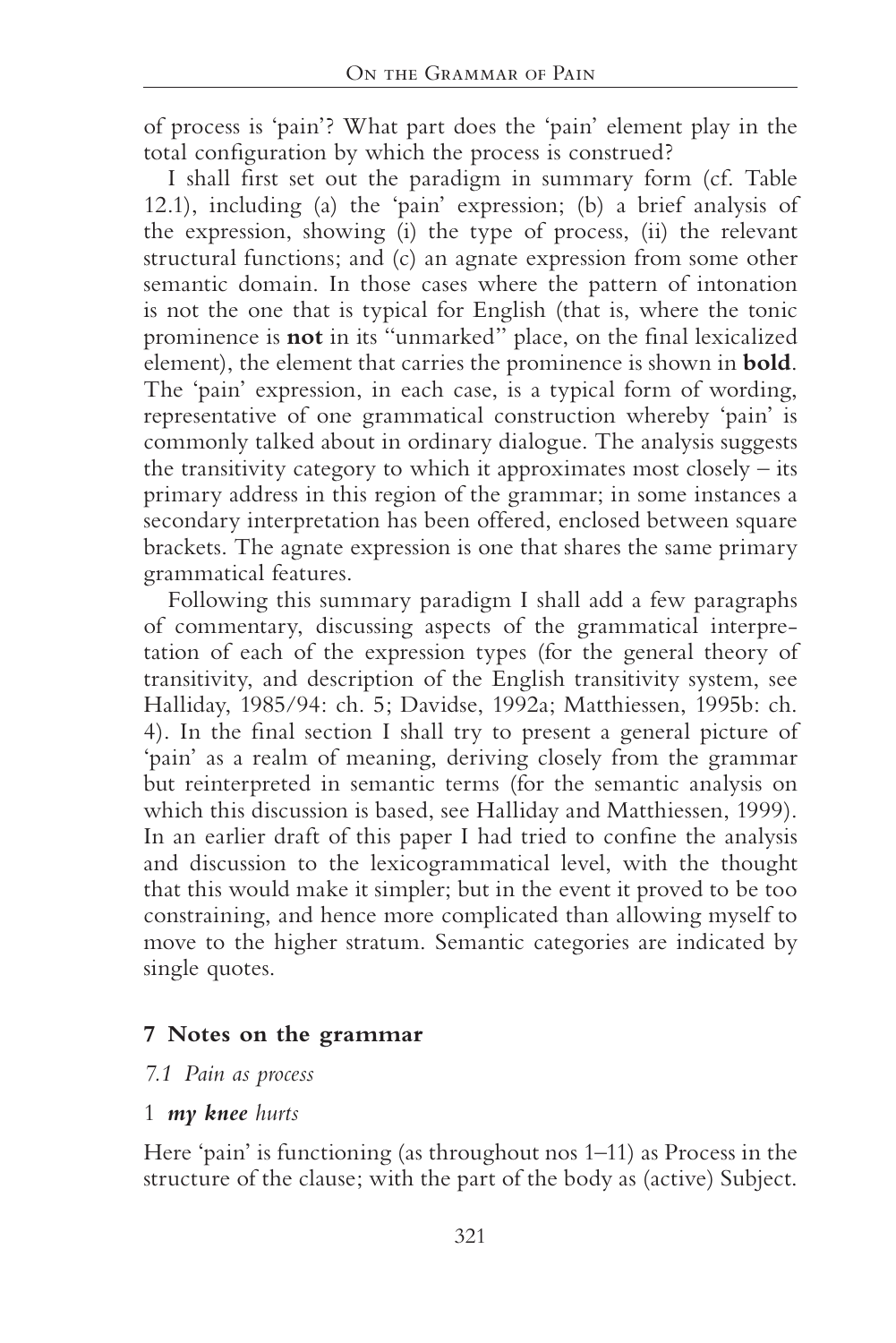of process is 'pain'? What part does the 'pain' element play in the total configuration by which the process is construed?

I shall first set out the paradigm in summary form (cf. Table 12.1), including (a) the 'pain' expression; (b) a brief analysis of the expression, showing (i) the type of process, (ii) the relevant structural functions; and (c) an agnate expression from some other semantic domain. In those cases where the pattern of intonation is not the one that is typical for English (that is, where the tonic prominence is **not** in its "unmarked" place, on the final lexicalized element), the element that carries the prominence is shown in **bold**. The 'pain' expression, in each case, is a typical form of wording, representative of one grammatical construction whereby 'pain' is commonly talked about in ordinary dialogue. The analysis suggests the transitivity category to which it approximates most closely – its primary address in this region of the grammar; in some instances a secondary interpretation has been offered, enclosed between square brackets. The agnate expression is one that shares the same primary grammatical features.

Following this summary paradigm I shall add a few paragraphs of commentary, discussing aspects of the grammatical interpretation of each of the expression types (for the general theory of transitivity, and description of the English transitivity system, see Halliday, 1985/94: ch. 5; Davidse, 1992a; Matthiessen, 1995b: ch. 4). In the final section I shall try to present a general picture of 'pain' as a realm of meaning, deriving closely from the grammar but reinterpreted in semantic terms (for the semantic analysis on which this discussion is based, see Halliday and Matthiessen, 1999). In an earlier draft of this paper I had tried to confine the analysis and discussion to the lexicogrammatical level, with the thought that this would make it simpler; but in the event it proved to be too constraining, and hence more complicated than allowing myself to move to the higher stratum. Semantic categories are indicated by single quotes.

## 7 Notes on the grammar

### *7.1 Pain as process*

1 ***my knee*** *hurts*

Here 'pain' is functioning (as throughout nos 1–11) as Process in the structure of the clause; with the part of the body as (active) Subject.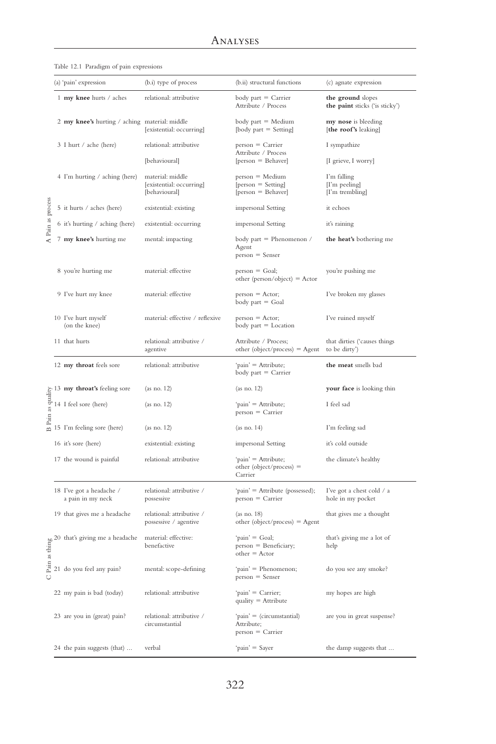Table 12.1 Paradigm of pain expressions

| | (a) 'pain' expression | (b.i) type of process | (b.ii) structural functions | (c) agnate expression |
|---|---|---|---|---|
| A Pain as process | 1 **my knee** hurts / aches | relational: attributive | body part = Carrier<br>Attribute / Process | **the ground** slopes<br>**the paint** sticks ('is sticky') |
| | 2 **my knee's** hurting / aching | material: middle<br>[existential: occurring] | body part = Medium<br>[body part = Setting] | **my nose** is bleeding<br>[**the roof's** leaking] |
| | 3 I hurt / ache (here) | relational: attributive<br><br>[behavioural] | person = Carrier<br>Attribute / Process<br>[person = Behaver] | I sympathize<br><br>[I grieve, I worry] |
| | 4 I'm hurting / aching (here) | material: middle<br>[existential: occurring]<br>[behavioural] | person = Medium<br>[person = Setting]<br>[person = Behaver] | I'm falling<br>[I'm peeling]<br>[I'm trembling] |
| | 5 it hurts / aches (here) | existential: existing | impersonal Setting | it echoes |
| | 6 it's hurting / aching (here) | existential: occurring | impersonal Setting | it's raining |
| | 7 **my knee's** hurting me | mental: impacting | body part = Phenomenon / Agent<br>person = Senser | **the heat's** bothering me |
| | 8 you're hurting me | material: effective | person = Goal;<br>other (person/object) = Actor | you're pushing me |
| | 9 I've hurt my knee | material: effective | person = Actor;<br>body part = Goal | I've broken my glasses |
| | 10 I've hurt myself (on the knee) | material: effective / reflexive | person = Actor;<br>body part = Location | I've ruined myself |
| | 11 that hurts | relational: attributive / agentive | Attribute / Process;<br>other (object/process) = Agent | that dirties ('causes things to be dirty') |
| B Pain as quality | 12 **my throat** feels sore | relational: attributive | 'pain' = Attribute;<br>body part = Carrier | **the meat** smells bad |
| | 13 **my throat's** feeling sore | (as no. 12) | (as no. 12) | **your face** is looking thin |
| | 14 I feel sore (here) | (as no. 12) | 'pain' = Attribute;<br>person = Carrier | I feel sad |
| | 15 I'm feeling sore (here) | (as no. 12) | (as no. 14) | I'm feeling sad |
| | 16 it's sore (here) | existential: existing | impersonal Setting | it's cold outside |
| | 17 the wound is painful | relational: attributive | 'pain' = Attribute;<br>other (object/process) = Carrier | the climate's healthy |
| C Pain as thing | 18 I've got a headache / a pain in my neck | relational: attributive / possessive | 'pain' = Attribute (possessed);<br>person = Carrier | I've got a chest cold / a hole in my pocket |
| | 19 that gives me a headache | relational: attributive / possessive / agentive | (as no. 18)<br>other (object/process) = Agent | that gives me a thought |
| | 20 that's giving me a headache | material: effective: benefactive | 'pain' = Goal;<br>person = Beneficiary;<br>other = Actor | that's giving me a lot of help |
| | 21 do you feel any pain? | mental: scope-defining | 'pain' = Phenomenon;<br>person = Senser | do you see any smoke? |
| | 22 my pain is bad (today) | relational: attributive | 'pain' = Carrier;<br>quality = Attribute | my hopes are high |
| | 23 are you in (great) pain? | relational: attributive / circumstantial | 'pain' = (circumstantial) Attribute;<br>person = Carrier | are you in great suspense? |
| | 24 the pain suggests (that) … | verbal | 'pain' = Sayer | the damp suggests that … |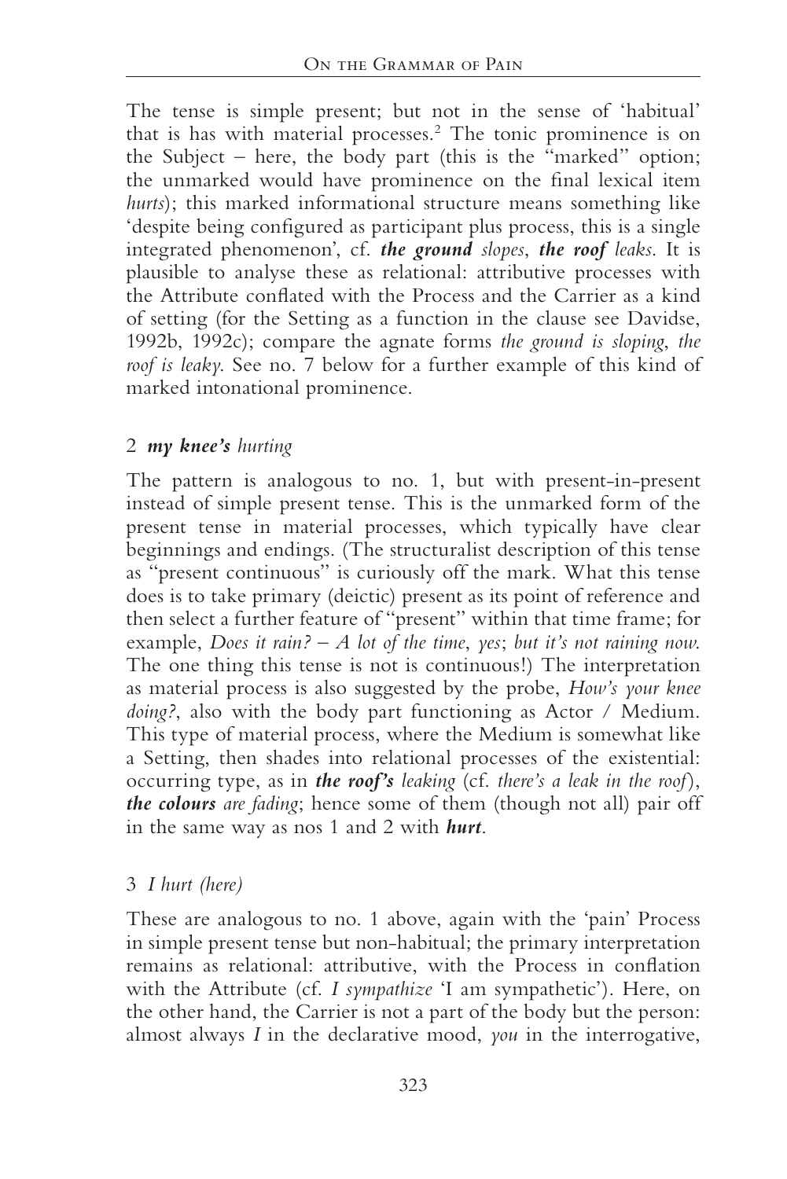The tense is simple present; but not in the sense of 'habitual' that is has with material processes.[2] The tonic prominence is on the Subject – here, the body part (this is the "marked" option; the unmarked would have prominence on the final lexical item *hurts*); this marked informational structure means something like 'despite being configured as participant plus process, this is a single integrated phenomenon', cf. ***the ground*** *slopes*, ***the roof*** *leaks*. It is plausible to analyse these as relational: attributive processes with the Attribute conflated with the Process and the Carrier as a kind of setting (for the Setting as a function in the clause see Davidse, 1992b, 1992c); compare the agnate forms *the ground is sloping*, *the roof is leaky*. See no. 7 below for a further example of this kind of marked intonational prominence.

## 2 ***my knee's*** *hurting*

The pattern is analogous to no. 1, but with present-in-present instead of simple present tense. This is the unmarked form of the present tense in material processes, which typically have clear beginnings and endings. (The structuralist description of this tense as "present continuous" is curiously off the mark. What this tense does is to take primary (deictic) present as its point of reference and then select a further feature of "present" within that time frame; for example, *Does it rain? – A lot of the time, yes; but it's not raining now.* The one thing this tense is not is continuous!) The interpretation as material process is also suggested by the probe, *How's your knee doing?*, also with the body part functioning as Actor / Medium. This type of material process, where the Medium is somewhat like a Setting, then shades into relational processes of the existential: occurring type, as in ***the roof's*** *leaking* (cf. *there's a leak in the roof*), ***the colours*** *are fading*; hence some of them (though not all) pair off in the same way as nos 1 and 2 with ***hurt***.

## 3 *I hurt (here)*

These are analogous to no. 1 above, again with the 'pain' Process in simple present tense but non-habitual; the primary interpretation remains as relational: attributive, with the Process in conflation with the Attribute (cf. *I sympathize* 'I am sympathetic'). Here, on the other hand, the Carrier is not a part of the body but the person: almost always *I* in the declarative mood, *you* in the interrogative,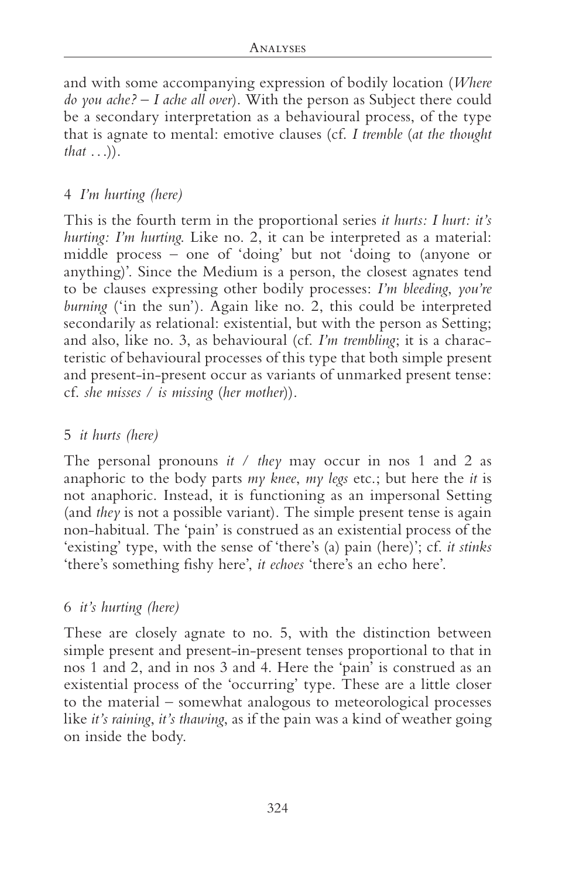and with some accompanying expression of bodily location (*Where do you ache? – I ache all over*). With the person as Subject there could be a secondary interpretation as a behavioural process, of the type that is agnate to mental: emotive clauses (cf. *I tremble* (*at the thought that* ...)).

### 4 *I'm hurting (here)*

This is the fourth term in the proportional series *it hurts: I hurt: it's hurting: I'm hurting*. Like no. 2, it can be interpreted as a material: middle process – one of 'doing' but not 'doing to (anyone or anything)'. Since the Medium is a person, the closest agnates tend to be clauses expressing other bodily processes: *I'm bleeding*, *you're burning* ('in the sun'). Again like no. 2, this could be interpreted secondarily as relational: existential, but with the person as Setting; and also, like no. 3, as behavioural (cf. *I'm trembling*; it is a characteristic of behavioural processes of this type that both simple present and present-in-present occur as variants of unmarked present tense: cf. *she misses / is missing* (*her mother*)).

### 5 *it hurts (here)*

The personal pronouns *it / they* may occur in nos 1 and 2 as anaphoric to the body parts *my knee*, *my legs* etc.; but here the *it* is not anaphoric. Instead, it is functioning as an impersonal Setting (and *they* is not a possible variant). The simple present tense is again non-habitual. The 'pain' is construed as an existential process of the 'existing' type, with the sense of 'there's (a) pain (here)'; cf. *it stinks* 'there's something fishy here', *it echoes* 'there's an echo here'.

### 6 *it's hurting (here)*

These are closely agnate to no. 5, with the distinction between simple present and present-in-present tenses proportional to that in nos 1 and 2, and in nos 3 and 4. Here the 'pain' is construed as an existential process of the 'occurring' type. These are a little closer to the material – somewhat analogous to meteorological processes like *it's raining*, *it's thawing*, as if the pain was a kind of weather going on inside the body.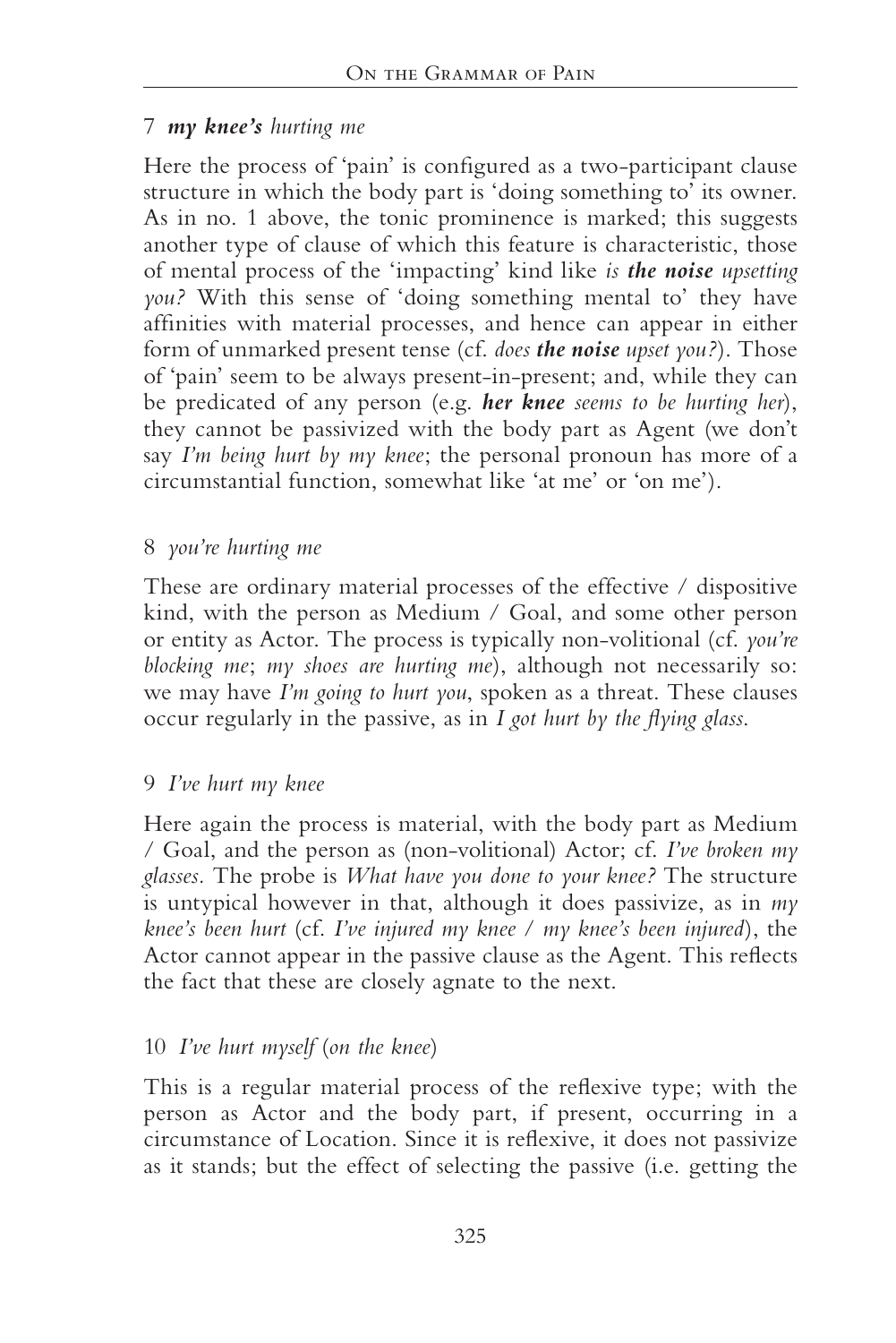7 ***my knee's*** *hurting me*

Here the process of 'pain' is configured as a two-participant clause structure in which the body part is 'doing something to' its owner. As in no. 1 above, the tonic prominence is marked; this suggests another type of clause of which this feature is characteristic, those of mental process of the 'impacting' kind like *is **the noise** upsetting you?* With this sense of 'doing something mental to' they have affinities with material processes, and hence can appear in either form of unmarked present tense (cf. *does **the noise** upset you?*). Those of 'pain' seem to be always present-in-present; and, while they can be predicated of any person (e.g. ***her knee*** *seems to be hurting her*), they cannot be passivized with the body part as Agent (we don't say *I'm being hurt by my knee*; the personal pronoun has more of a circumstantial function, somewhat like 'at me' or 'on me').

8 *you're hurting me*

These are ordinary material processes of the effective / dispositive kind, with the person as Medium / Goal, and some other person or entity as Actor. The process is typically non-volitional (cf. *you're blocking me*; *my shoes are hurting me*), although not necessarily so: we may have *I'm going to hurt you*, spoken as a threat. These clauses occur regularly in the passive, as in *I got hurt by the flying glass*.

9 *I've hurt my knee*

Here again the process is material, with the body part as Medium / Goal, and the person as (non-volitional) Actor; cf. *I've broken my glasses*. The probe is *What have you done to your knee?* The structure is untypical however in that, although it does passivize, as in *my knee's been hurt* (cf. *I've injured my knee / my knee's been injured*), the Actor cannot appear in the passive clause as the Agent. This reflects the fact that these are closely agnate to the next.

10 *I've hurt myself* (*on the knee*)

This is a regular material process of the reflexive type; with the person as Actor and the body part, if present, occurring in a circumstance of Location. Since it is reflexive, it does not passivize as it stands; but the effect of selecting the passive (i.e. getting the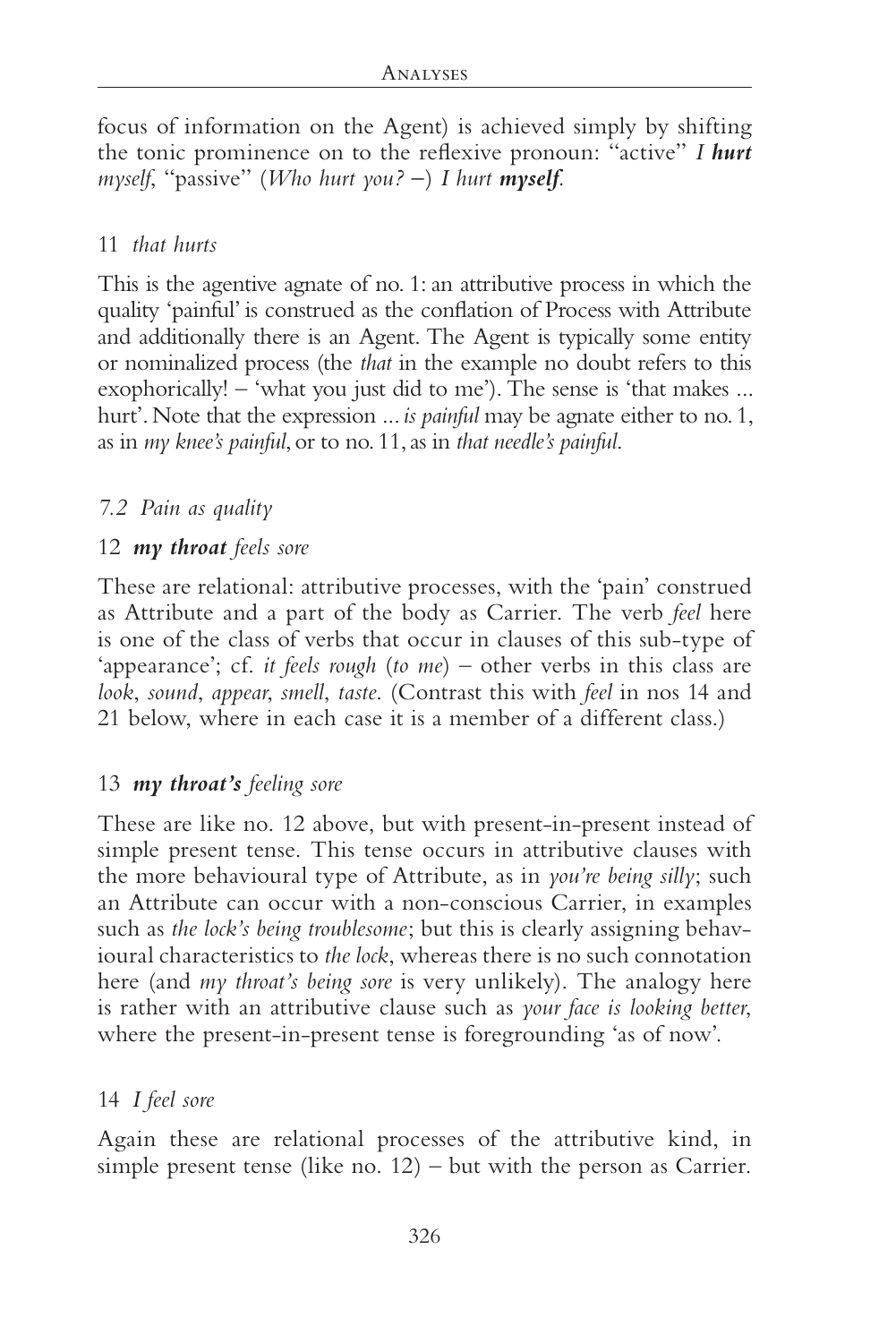focus of information on the Agent) is achieved simply by shifting the tonic prominence on to the reflexive pronoun: "active" *I* ***hurt*** *myself*, "passive" (*Who hurt you?* –) *I hurt* ***myself***.

11 *that hurts*

This is the agentive agnate of no. 1: an attributive process in which the quality 'painful' is construed as the conflation of Process with Attribute and additionally there is an Agent. The Agent is typically some entity or nominalized process (the *that* in the example no doubt refers to this exophorically! – 'what you just did to me'). The sense is 'that makes ... hurt'. Note that the expression ... *is painful* may be agnate either to no. 1, as in *my knee's painful*, or to no. 11, as in *that needle's painful*.

## *7.2 Pain as quality*

12 ***my throat*** *feels sore*

These are relational: attributive processes, with the 'pain' construed as Attribute and a part of the body as Carrier. The verb *feel* here is one of the class of verbs that occur in clauses of this sub-type of 'appearance'; cf. *it feels rough* (*to me*) – other verbs in this class are *look*, *sound*, *appear*, *smell*, *taste*. (Contrast this with *feel* in nos 14 and 21 below, where in each case it is a member of a different class.)

13 ***my throat's*** *feeling sore*

These are like no. 12 above, but with present-in-present instead of simple present tense. This tense occurs in attributive clauses with the more behavioural type of Attribute, as in *you're being silly*; such an Attribute can occur with a non-conscious Carrier, in examples such as *the lock's being troublesome*; but this is clearly assigning behavioural characteristics to *the lock*, whereas there is no such connotation here (and *my throat's being sore* is very unlikely). The analogy here is rather with an attributive clause such as *your face is looking better*, where the present-in-present tense is foregrounding 'as of now'.

14 *I feel sore*

Again these are relational processes of the attributive kind, in simple present tense (like no. 12) – but with the person as Carrier.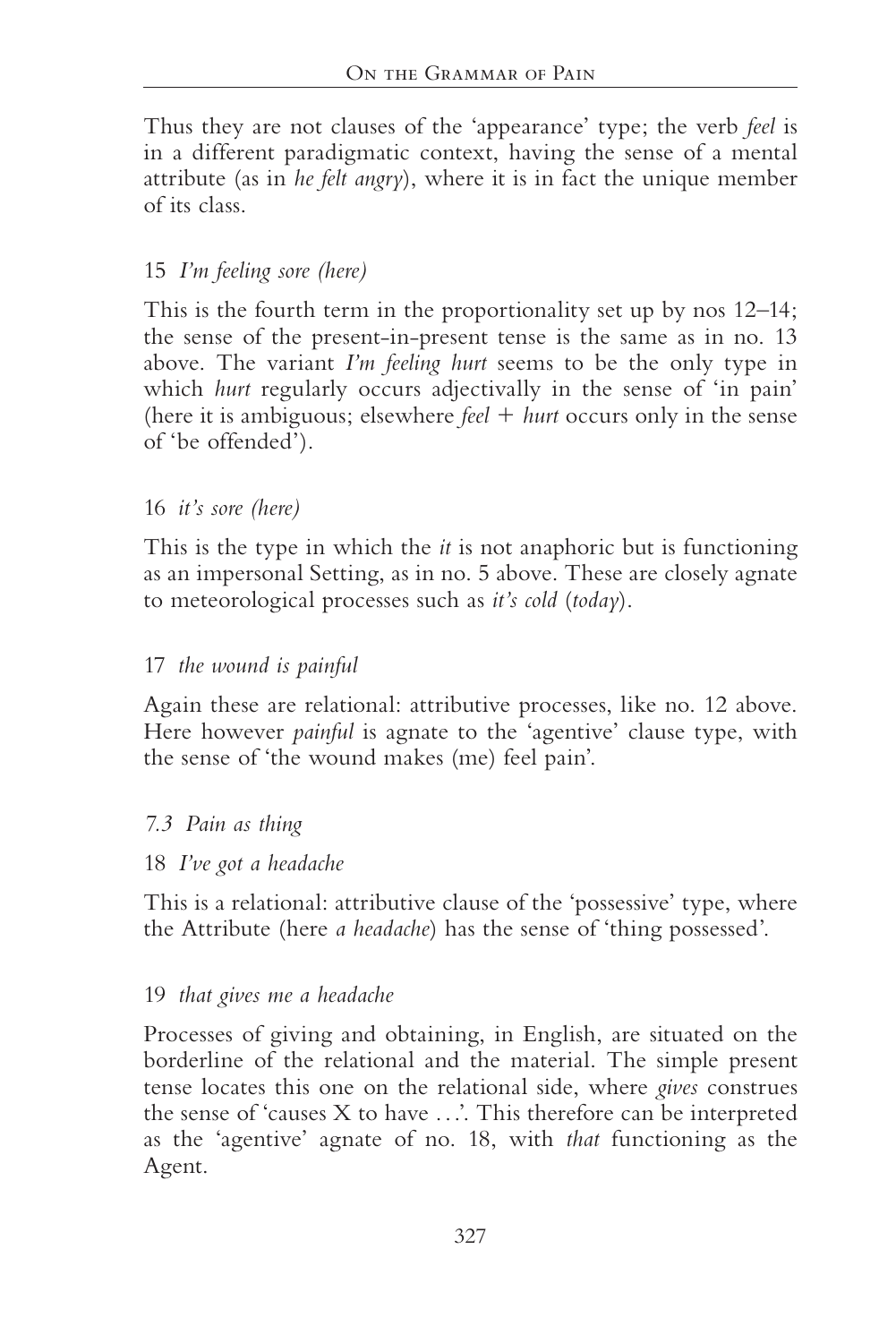Thus they are not clauses of the 'appearance' type; the verb *feel* is in a different paradigmatic context, having the sense of a mental attribute (as in *he felt angry*), where it is in fact the unique member of its class.

15 *I'm feeling sore (here)*

This is the fourth term in the proportionality set up by nos 12–14; the sense of the present-in-present tense is the same as in no. 13 above. The variant *I'm feeling hurt* seems to be the only type in which *hurt* regularly occurs adjectivally in the sense of 'in pain' (here it is ambiguous; elsewhere *feel* + *hurt* occurs only in the sense of 'be offended').

16 *it's sore (here)*

This is the type in which the *it* is not anaphoric but is functioning as an impersonal Setting, as in no. 5 above. These are closely agnate to meteorological processes such as *it's cold* (*today*).

17 *the wound is painful*

Again these are relational: attributive processes, like no. 12 above. Here however *painful* is agnate to the 'agentive' clause type, with the sense of 'the wound makes (me) feel pain'.

### *7.3 Pain as thing*

18 *I've got a headache*

This is a relational: attributive clause of the 'possessive' type, where the Attribute (here *a headache*) has the sense of 'thing possessed'.

19 *that gives me a headache*

Processes of giving and obtaining, in English, are situated on the borderline of the relational and the material. The simple present tense locates this one on the relational side, where *gives* construes the sense of 'causes X to have . . .'. This therefore can be interpreted as the 'agentive' agnate of no. 18, with *that* functioning as the Agent.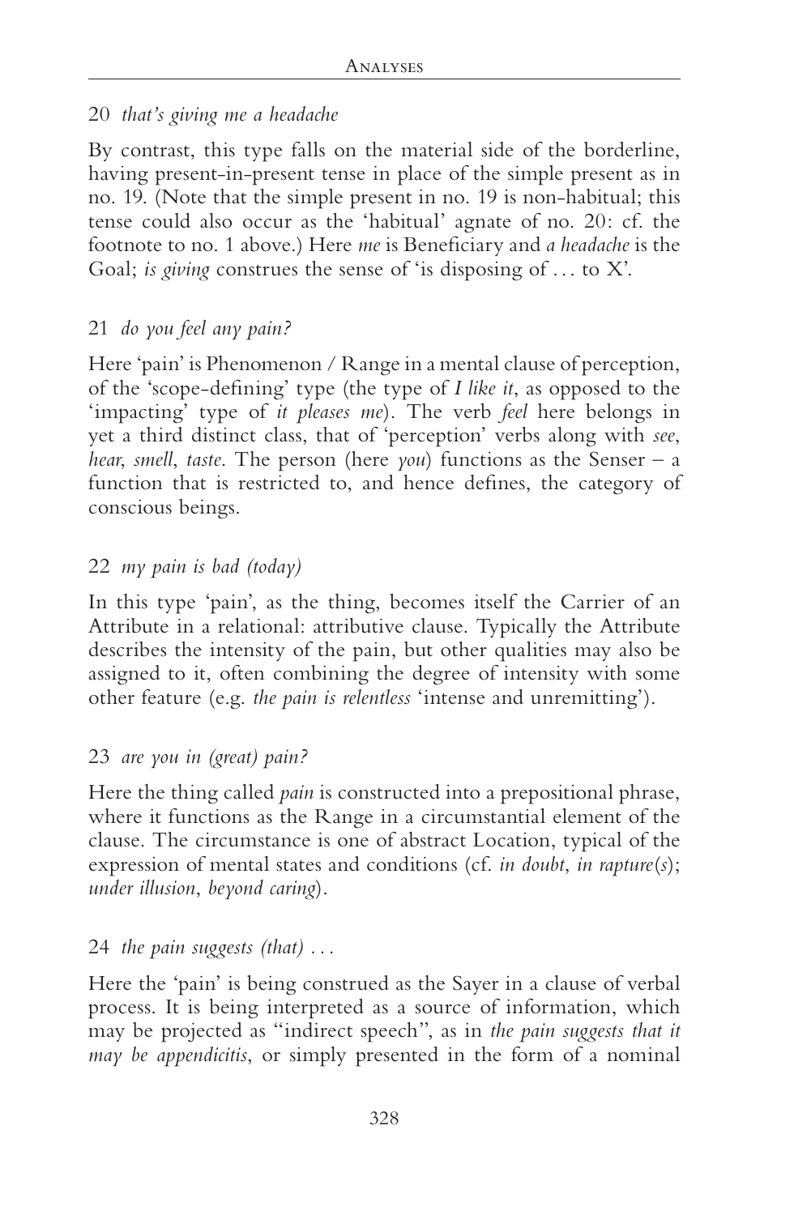20 *that's giving me a headache*

By contrast, this type falls on the material side of the borderline, having present-in-present tense in place of the simple present as in no. 19. (Note that the simple present in no. 19 is non-habitual; this tense could also occur as the 'habitual' agnate of no. 20: cf. the footnote to no. 1 above.) Here *me* is Beneficiary and *a headache* is the Goal; *is giving* construes the sense of 'is disposing of . . . to X'.

21 *do you feel any pain?*

Here 'pain' is Phenomenon / Range in a mental clause of perception, of the 'scope-defining' type (the type of *I like it*, as opposed to the 'impacting' type of *it pleases me*). The verb *feel* here belongs in yet a third distinct class, that of 'perception' verbs along with *see*, *hear*, *smell*, *taste*. The person (here *you*) functions as the Senser – a function that is restricted to, and hence defines, the category of conscious beings.

22 *my pain is bad (today)*

In this type 'pain', as the thing, becomes itself the Carrier of an Attribute in a relational: attributive clause. Typically the Attribute describes the intensity of the pain, but other qualities may also be assigned to it, often combining the degree of intensity with some other feature (e.g. *the pain is relentless* 'intense and unremitting').

23 *are you in (great) pain?*

Here the thing called *pain* is constructed into a prepositional phrase, where it functions as the Range in a circumstantial element of the clause. The circumstance is one of abstract Location, typical of the expression of mental states and conditions (cf. *in doubt*, *in rapture(s)*; *under illusion*, *beyond caring*).

24 *the pain suggests (that) . . .*

Here the 'pain' is being construed as the Sayer in a clause of verbal process. It is being interpreted as a source of information, which may be projected as "indirect speech", as in *the pain suggests that it may be appendicitis*, or simply presented in the form of a nominal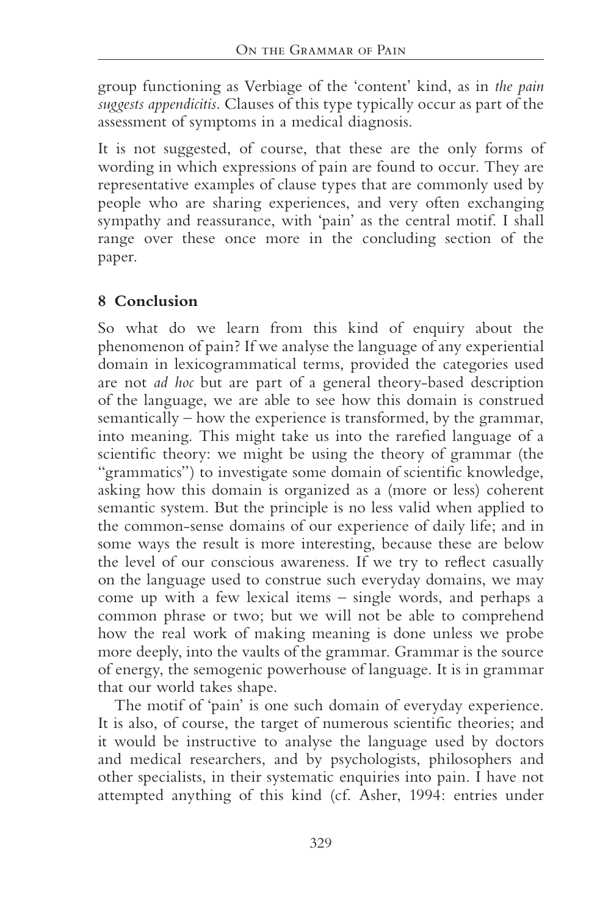group functioning as Verbiage of the 'content' kind, as in *the pain suggests appendicitis*. Clauses of this type typically occur as part of the assessment of symptoms in a medical diagnosis.

It is not suggested, of course, that these are the only forms of wording in which expressions of pain are found to occur. They are representative examples of clause types that are commonly used by people who are sharing experiences, and very often exchanging sympathy and reassurance, with 'pain' as the central motif. I shall range over these once more in the concluding section of the paper.

## 8 Conclusion

So what do we learn from this kind of enquiry about the phenomenon of pain? If we analyse the language of any experiential domain in lexicogrammatical terms, provided the categories used are not *ad hoc* but are part of a general theory-based description of the language, we are able to see how this domain is construed semantically – how the experience is transformed, by the grammar, into meaning. This might take us into the rarefied language of a scientific theory: we might be using the theory of grammar (the "grammatics") to investigate some domain of scientific knowledge, asking how this domain is organized as a (more or less) coherent semantic system. But the principle is no less valid when applied to the common-sense domains of our experience of daily life; and in some ways the result is more interesting, because these are below the level of our conscious awareness. If we try to reflect casually on the language used to construe such everyday domains, we may come up with a few lexical items – single words, and perhaps a common phrase or two; but we will not be able to comprehend how the real work of making meaning is done unless we probe more deeply, into the vaults of the grammar. Grammar is the source of energy, the semogenic powerhouse of language. It is in grammar that our world takes shape.

The motif of 'pain' is one such domain of everyday experience. It is also, of course, the target of numerous scientific theories; and it would be instructive to analyse the language used by doctors and medical researchers, and by psychologists, philosophers and other specialists, in their systematic enquiries into pain. I have not attempted anything of this kind (cf. Asher, 1994: entries under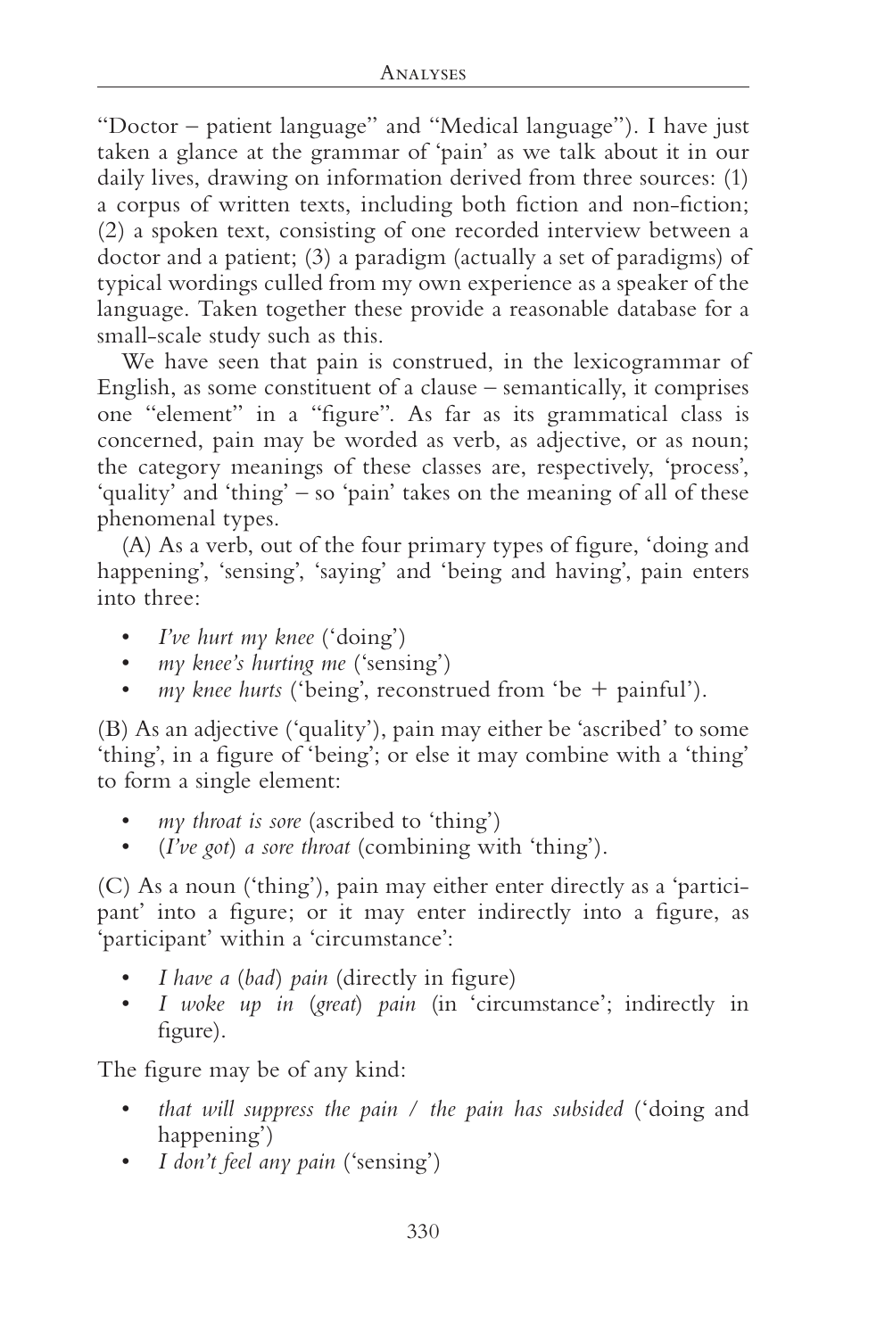"Doctor – patient language" and "Medical language"). I have just taken a glance at the grammar of 'pain' as we talk about it in our daily lives, drawing on information derived from three sources: (1) a corpus of written texts, including both fiction and non-fiction; (2) a spoken text, consisting of one recorded interview between a doctor and a patient; (3) a paradigm (actually a set of paradigms) of typical wordings culled from my own experience as a speaker of the language. Taken together these provide a reasonable database for a small-scale study such as this.

We have seen that pain is construed, in the lexicogrammar of English, as some constituent of a clause – semantically, it comprises one "element" in a "figure". As far as its grammatical class is concerned, pain may be worded as verb, as adjective, or as noun; the category meanings of these classes are, respectively, 'process', 'quality' and 'thing' – so 'pain' takes on the meaning of all of these phenomenal types.

(A) As a verb, out of the four primary types of figure, 'doing and happening', 'sensing', 'saying' and 'being and having', pain enters into three:

- *I've hurt my knee* ('doing')
- *my knee's hurting me* ('sensing')
- *my knee hurts* ('being', reconstrued from 'be + painful').

(B) As an adjective ('quality'), pain may either be 'ascribed' to some 'thing', in a figure of 'being'; or else it may combine with a 'thing' to form a single element:

- *my throat is sore* (ascribed to 'thing')
- (*I've got*) *a sore throat* (combining with 'thing').

(C) As a noun ('thing'), pain may either enter directly as a 'participant' into a figure; or it may enter indirectly into a figure, as 'participant' within a 'circumstance':

- *I have a* (*bad*) *pain* (directly in figure)
- *I woke up in* (*great*) *pain* (in 'circumstance'; indirectly in figure).

The figure may be of any kind:

- *that will suppress the pain / the pain has subsided* ('doing and happening')
- *I don't feel any pain* ('sensing')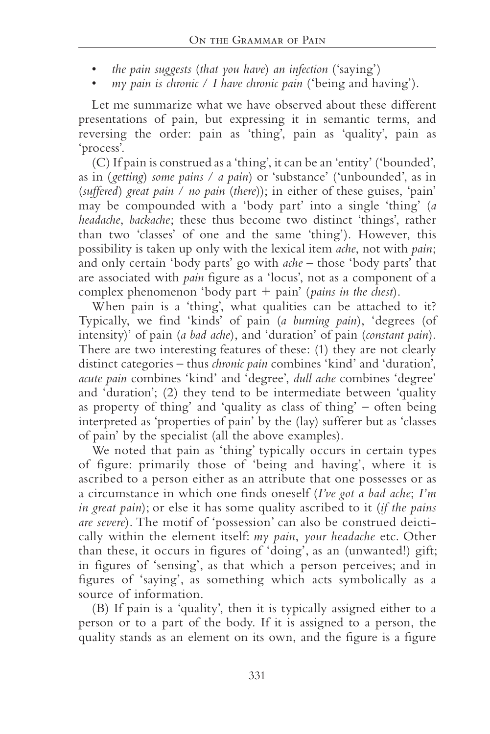- *the pain suggests* (*that you have*) *an infection* ('saying')
- *my pain is chronic / I have chronic pain* ('being and having').

Let me summarize what we have observed about these different presentations of pain, but expressing it in semantic terms, and reversing the order: pain as 'thing', pain as 'quality', pain as 'process'.

(C) If pain is construed as a 'thing', it can be an 'entity' ('bounded', as in (*getting*) *some pains / a pain*) or 'substance' ('unbounded', as in (*suffered*) *great pain / no pain* (*there*)); in either of these guises, 'pain' may be compounded with a 'body part' into a single 'thing' (*a headache*, *backache*; these thus become two distinct 'things', rather than two 'classes' of one and the same 'thing'). However, this possibility is taken up only with the lexical item *ache*, not with *pain*; and only certain 'body parts' go with *ache* – those 'body parts' that are associated with *pain* figure as a 'locus', not as a component of a complex phenomenon 'body part + pain' (*pains in the chest*).

When pain is a 'thing', what qualities can be attached to it? Typically, we find 'kinds' of pain (*a burning pain*), 'degrees (of intensity)' of pain (*a bad ache*), and 'duration' of pain (*constant pain*). There are two interesting features of these: (1) they are not clearly distinct categories – thus *chronic pain* combines 'kind' and 'duration', *acute pain* combines 'kind' and 'degree', *dull ache* combines 'degree' and 'duration'; (2) they tend to be intermediate between 'quality as property of thing' and 'quality as class of thing' – often being interpreted as 'properties of pain' by the (lay) sufferer but as 'classes of pain' by the specialist (all the above examples).

We noted that pain as 'thing' typically occurs in certain types of figure: primarily those of 'being and having', where it is ascribed to a person either as an attribute that one possesses or as a circumstance in which one finds oneself (*I've got a bad ache*; *I'm in great pain*); or else it has some quality ascribed to it (*if the pains are severe*). The motif of 'possession' can also be construed deictically within the element itself: *my pain*, *your headache* etc. Other than these, it occurs in figures of 'doing', as an (unwanted!) gift; in figures of 'sensing', as that which a person perceives; and in figures of 'saying', as something which acts symbolically as a source of information.

(B) If pain is a 'quality', then it is typically assigned either to a person or to a part of the body. If it is assigned to a person, the quality stands as an element on its own, and the figure is a figure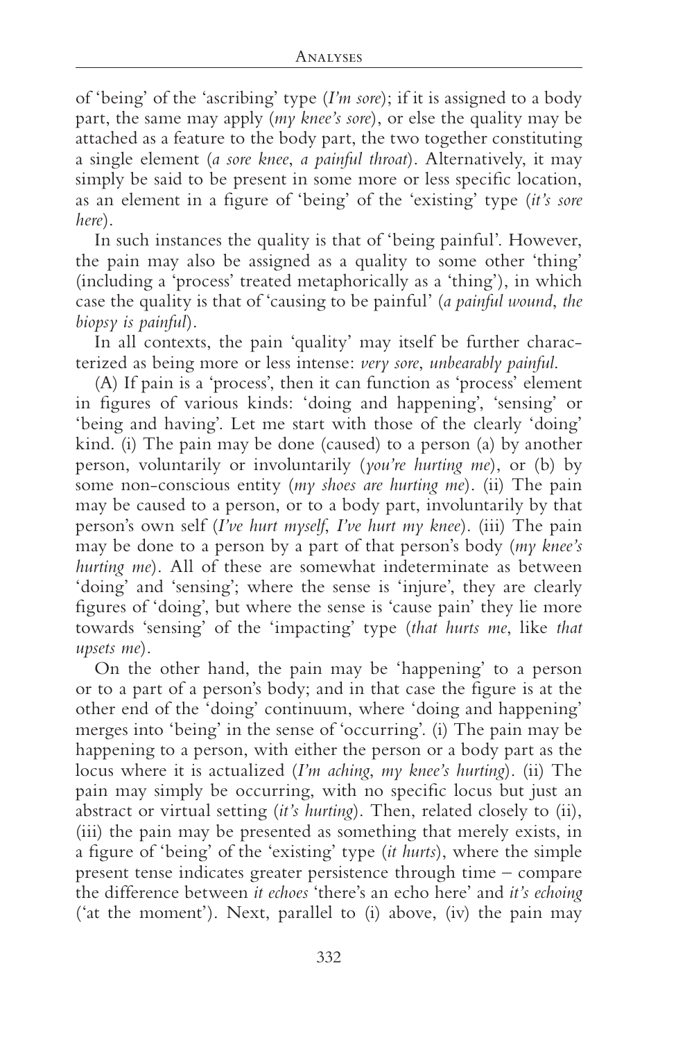of 'being' of the 'ascribing' type (*I'm sore*); if it is assigned to a body part, the same may apply (*my knee's sore*), or else the quality may be attached as a feature to the body part, the two together constituting a single element (*a sore knee*, *a painful throat*). Alternatively, it may simply be said to be present in some more or less specific location, as an element in a figure of 'being' of the 'existing' type (*it's sore here*).

In such instances the quality is that of 'being painful'. However, the pain may also be assigned as a quality to some other 'thing' (including a 'process' treated metaphorically as a 'thing'), in which case the quality is that of 'causing to be painful' (*a painful wound*, *the biopsy is painful*).

In all contexts, the pain 'quality' may itself be further characterized as being more or less intense: *very sore*, *unbearably painful*.

(A) If pain is a 'process', then it can function as 'process' element in figures of various kinds: 'doing and happening', 'sensing' or 'being and having'. Let me start with those of the clearly 'doing' kind. (i) The pain may be done (caused) to a person (a) by another person, voluntarily or involuntarily (*you're hurting me*), or (b) by some non-conscious entity (*my shoes are hurting me*). (ii) The pain may be caused to a person, or to a body part, involuntarily by that person's own self (*I've hurt myself*, *I've hurt my knee*). (iii) The pain may be done to a person by a part of that person's body (*my knee's hurting me*). All of these are somewhat indeterminate as between 'doing' and 'sensing'; where the sense is 'injure', they are clearly figures of 'doing', but where the sense is 'cause pain' they lie more towards 'sensing' of the 'impacting' type (*that hurts me*, like *that upsets me*).

On the other hand, the pain may be 'happening' to a person or to a part of a person's body; and in that case the figure is at the other end of the 'doing' continuum, where 'doing and happening' merges into 'being' in the sense of 'occurring'. (i) The pain may be happening to a person, with either the person or a body part as the locus where it is actualized (*I'm aching*, *my knee's hurting*). (ii) The pain may simply be occurring, with no specific locus but just an abstract or virtual setting (*it's hurting*). Then, related closely to (ii), (iii) the pain may be presented as something that merely exists, in a figure of 'being' of the 'existing' type (*it hurts*), where the simple present tense indicates greater persistence through time – compare the difference between *it echoes* 'there's an echo here' and *it's echoing* ('at the moment'). Next, parallel to (i) above, (iv) the pain may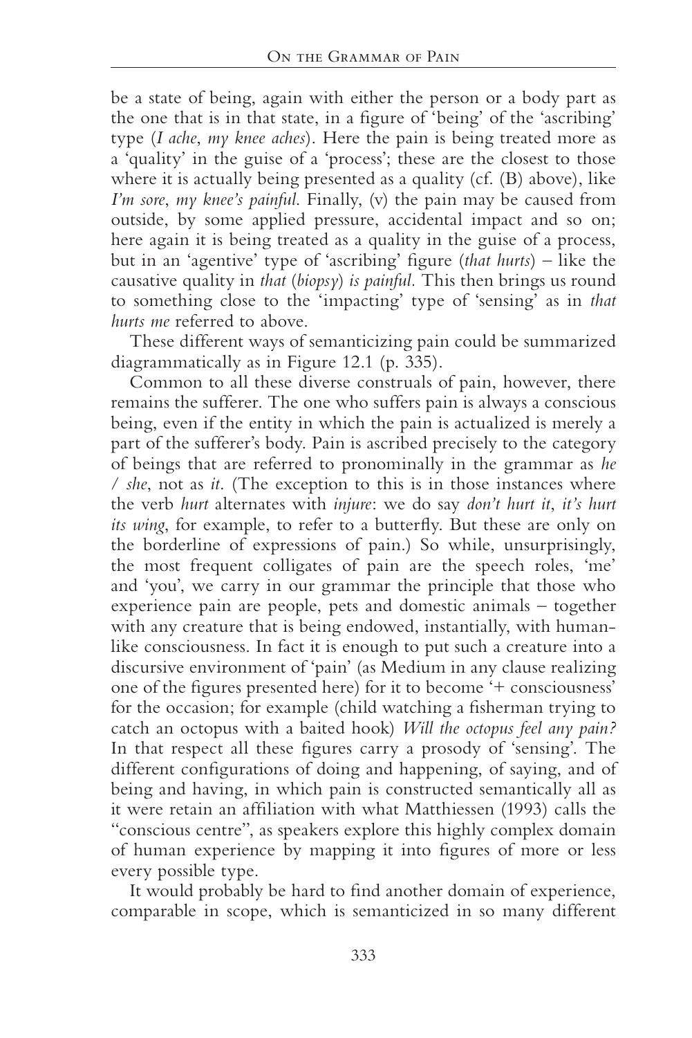be a state of being, again with either the person or a body part as the one that is in that state, in a figure of 'being' of the 'ascribing' type (*I ache*, *my knee aches*). Here the pain is being treated more as a 'quality' in the guise of a 'process'; these are the closest to those where it is actually being presented as a quality (cf. (B) above), like *I'm sore*, *my knee's painful*. Finally, (v) the pain may be caused from outside, by some applied pressure, accidental impact and so on; here again it is being treated as a quality in the guise of a process, but in an 'agentive' type of 'ascribing' figure (*that hurts*) – like the causative quality in *that* (*biopsy*) *is painful*. This then brings us round to something close to the 'impacting' type of 'sensing' as in *that hurts me* referred to above.

These different ways of semanticizing pain could be summarized diagrammatically as in Figure 12.1 (p. 335).

Common to all these diverse construals of pain, however, there remains the sufferer. The one who suffers pain is always a conscious being, even if the entity in which the pain is actualized is merely a part of the sufferer's body. Pain is ascribed precisely to the category of beings that are referred to pronominally in the grammar as *he* / *she*, not as *it*. (The exception to this is in those instances where the verb *hurt* alternates with *injure*: we do say *don't hurt it*, *it's hurt its wing*, for example, to refer to a butterfly. But these are only on the borderline of expressions of pain.) So while, unsurprisingly, the most frequent colligates of pain are the speech roles, 'me' and 'you', we carry in our grammar the principle that those who experience pain are people, pets and domestic animals – together with any creature that is being endowed, instantially, with human-like consciousness. In fact it is enough to put such a creature into a discursive environment of 'pain' (as Medium in any clause realizing one of the figures presented here) for it to become '+ consciousness' for the occasion; for example (child watching a fisherman trying to catch an octopus with a baited hook) *Will the octopus feel any pain?* In that respect all these figures carry a prosody of 'sensing'. The different configurations of doing and happening, of saying, and of being and having, in which pain is constructed semantically all as it were retain an affiliation with what Matthiessen (1993) calls the "conscious centre", as speakers explore this highly complex domain of human experience by mapping it into figures of more or less every possible type.

It would probably be hard to find another domain of experience, comparable in scope, which is semanticized in so many different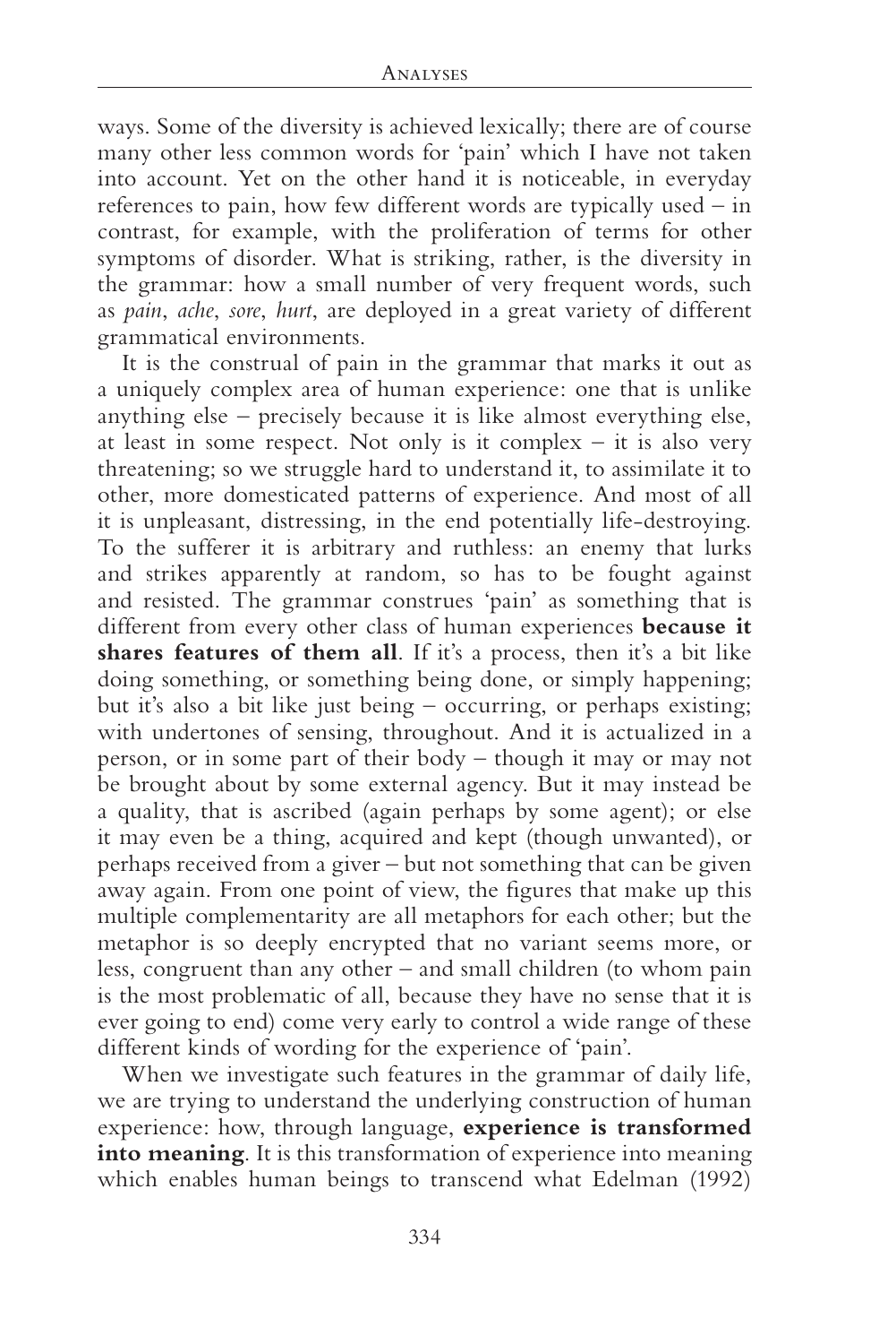ways. Some of the diversity is achieved lexically; there are of course many other less common words for 'pain' which I have not taken into account. Yet on the other hand it is noticeable, in everyday references to pain, how few different words are typically used – in contrast, for example, with the proliferation of terms for other symptoms of disorder. What is striking, rather, is the diversity in the grammar: how a small number of very frequent words, such as *pain*, *ache*, *sore*, *hurt*, are deployed in a great variety of different grammatical environments.

It is the construal of pain in the grammar that marks it out as a uniquely complex area of human experience: one that is unlike anything else – precisely because it is like almost everything else, at least in some respect. Not only is it complex – it is also very threatening; so we struggle hard to understand it, to assimilate it to other, more domesticated patterns of experience. And most of all it is unpleasant, distressing, in the end potentially life-destroying. To the sufferer it is arbitrary and ruthless: an enemy that lurks and strikes apparently at random, so has to be fought against and resisted. The grammar construes 'pain' as something that is different from every other class of human experiences **because it shares features of them all**. If it's a process, then it's a bit like doing something, or something being done, or simply happening; but it's also a bit like just being – occurring, or perhaps existing; with undertones of sensing, throughout. And it is actualized in a person, or in some part of their body – though it may or may not be brought about by some external agency. But it may instead be a quality, that is ascribed (again perhaps by some agent); or else it may even be a thing, acquired and kept (though unwanted), or perhaps received from a giver – but not something that can be given away again. From one point of view, the figures that make up this multiple complementarity are all metaphors for each other; but the metaphor is so deeply encrypted that no variant seems more, or less, congruent than any other – and small children (to whom pain is the most problematic of all, because they have no sense that it is ever going to end) come very early to control a wide range of these different kinds of wording for the experience of 'pain'.

When we investigate such features in the grammar of daily life, we are trying to understand the underlying construction of human experience: how, through language, **experience is transformed into meaning**. It is this transformation of experience into meaning which enables human beings to transcend what Edelman (1992)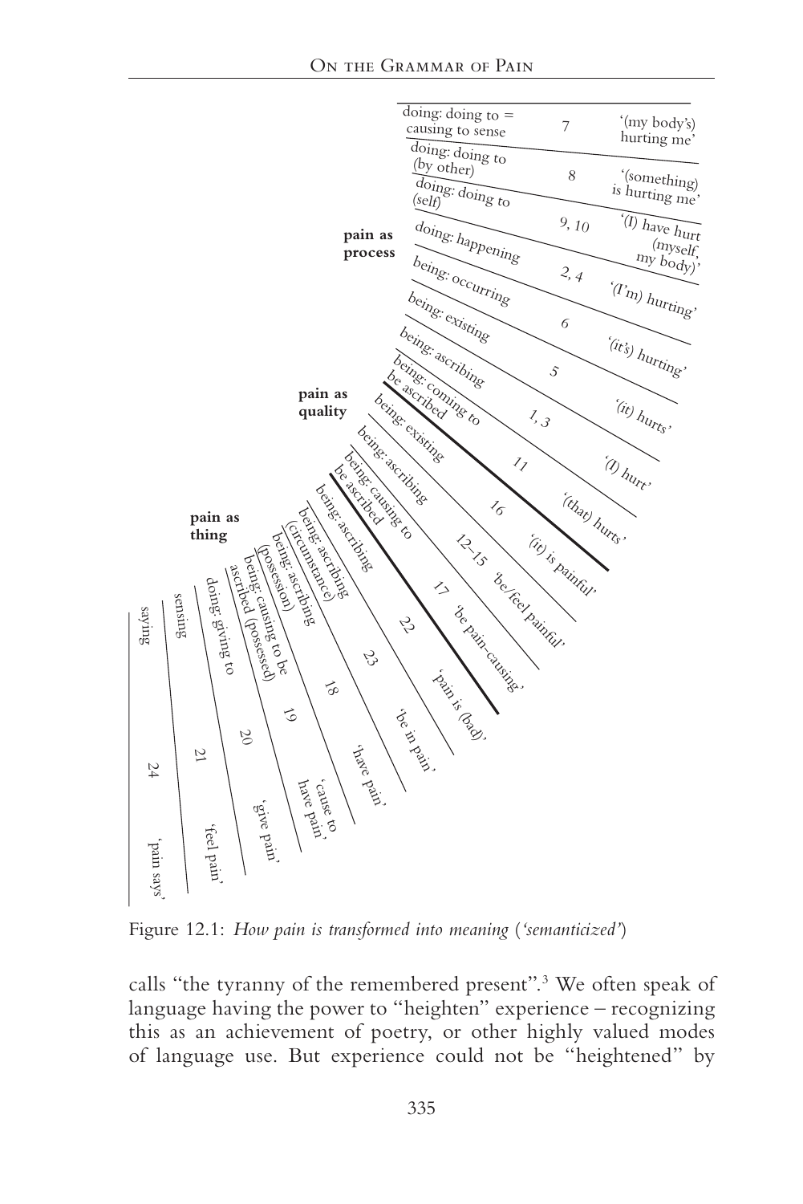| | Process type | No. | Expression |
|---|---|---|---|
| **pain as process** | doing: doing to = causing to sense | 7 | '(my body's) hurting me' |
| | doing: doing to (by other) | 8 | '(something) is hurting me' |
| | doing: doing to (self) | 9, 10 | '(I) have hurt (myself, my body)' |
| | doing: happening | 2, 4 | '(I'm) hurting' |
| | being: occurring | 6 | '(it's) hurting' |
| | being: existing | 5 | '(it) hurts' |
| | being: ascribing | 1, 3 | '(I) hurt' |
| | being: coming to be ascribed | 11 | '(that) hurts' |
| **pain as quality** | being: existing | 16 | '(it) is painful' |
| | being: ascribing | 12–15 | 'be/feel painful' |
| | being: causing to be ascribed | 17 | 'be pain-causing' |
| **pain as thing** | being: ascribing | 22 | 'pain is (bad)' |
| | being: ascribing (circumstance) | 23 | 'be in pain' |
| | being: ascribing (possession) | 18 | 'have pain' |
| | being: causing to be ascribed (possessed) | 19 | 'cause to have pain' |
| | doing: giving to | 20 | 'give pain' |
| | sensing | 21 | 'feel pain' |
| | saying | 24 | 'pain says' |

Figure 12.1: *How pain is transformed into meaning ('semanticized')*

calls "the tyranny of the remembered present".[3] We often speak of language having the power to "heighten" experience – recognizing this as an achievement of poetry, or other highly valued modes of language use. But experience could not be "heightened" by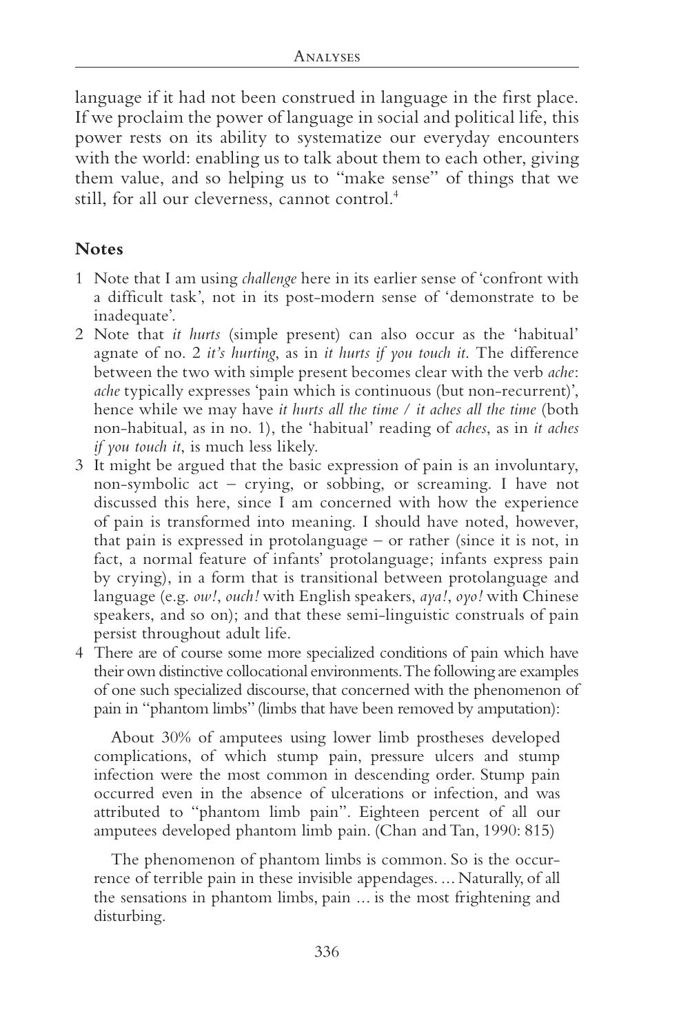language if it had not been construed in language in the first place. If we proclaim the power of language in social and political life, this power rests on its ability to systematize our everyday encounters with the world: enabling us to talk about them to each other, giving them value, and so helping us to "make sense" of things that we still, for all our cleverness, cannot control.[4]

## Notes

1 Note that I am using *challenge* here in its earlier sense of 'confront with a difficult task', not in its post-modern sense of 'demonstrate to be inadequate'.

2 Note that *it hurts* (simple present) can also occur as the 'habitual' agnate of no. 2 *it's hurting*, as in *it hurts if you touch it*. The difference between the two with simple present becomes clear with the verb *ache*: *ache* typically expresses 'pain which is continuous (but non-recurrent)', hence while we may have *it hurts all the time / it aches all the time* (both non-habitual, as in no. 1), the 'habitual' reading of *aches*, as in *it aches if you touch it*, is much less likely.

3 It might be argued that the basic expression of pain is an involuntary, non-symbolic act – crying, or sobbing, or screaming. I have not discussed this here, since I am concerned with how the experience of pain is transformed into meaning. I should have noted, however, that pain is expressed in protolanguage – or rather (since it is not, in fact, a normal feature of infants' protolanguage; infants express pain by crying), in a form that is transitional between protolanguage and language (e.g. *ow!*, *ouch!* with English speakers, *aya!*, *oyo!* with Chinese speakers, and so on); and that these semi-linguistic construals of pain persist throughout adult life.

4 There are of course some more specialized conditions of pain which have their own distinctive collocational environments. The following are examples of one such specialized discourse, that concerned with the phenomenon of pain in "phantom limbs" (limbs that have been removed by amputation):

> About 30% of amputees using lower limb prostheses developed complications, of which stump pain, pressure ulcers and stump infection were the most common in descending order. Stump pain occurred even in the absence of ulcerations or infection, and was attributed to "phantom limb pain". Eighteen percent of all our amputees developed phantom limb pain. (Chan and Tan, 1990: 815)

> The phenomenon of phantom limbs is common. So is the occurrence of terrible pain in these invisible appendages. ... Naturally, of all the sensations in phantom limbs, pain ... is the most frightening and disturbing.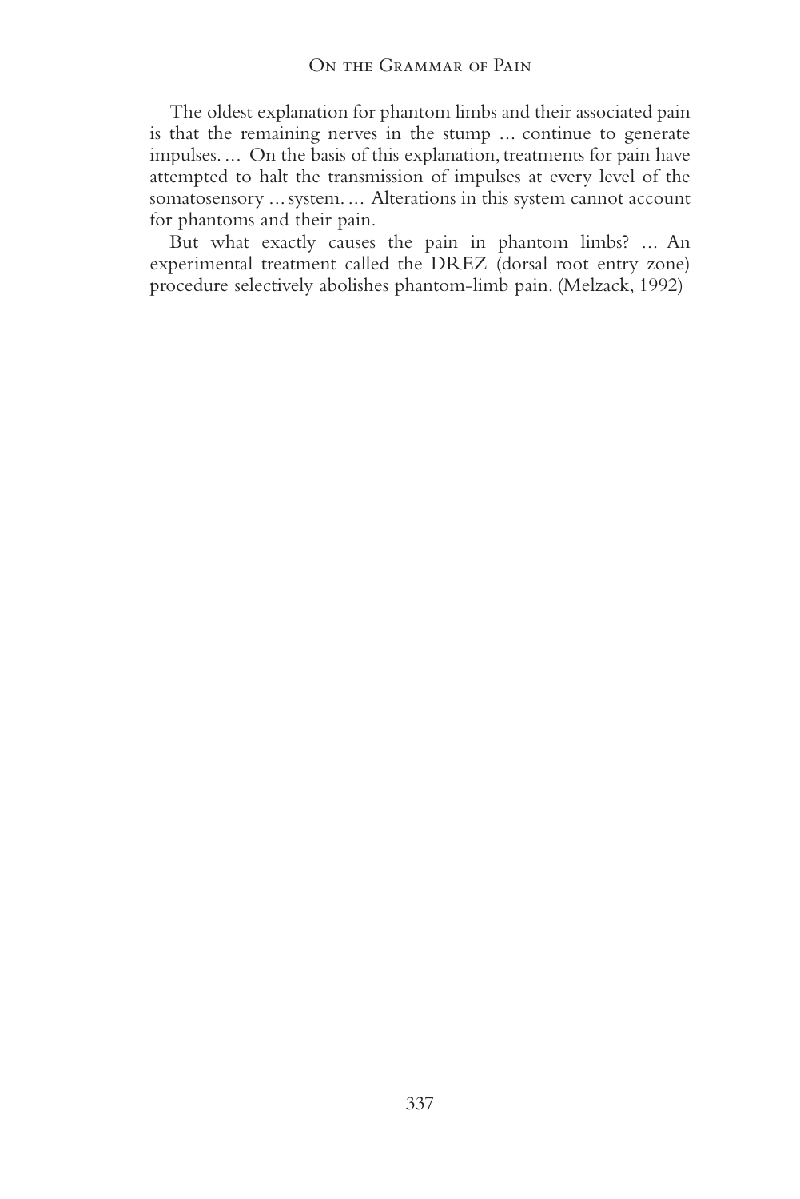The oldest explanation for phantom limbs and their associated pain is that the remaining nerves in the stump ... continue to generate impulses. ... On the basis of this explanation, treatments for pain have attempted to halt the transmission of impulses at every level of the somatosensory ... system. ... Alterations in this system cannot account for phantoms and their pain.

But what exactly causes the pain in phantom limbs? ... An experimental treatment called the DREZ (dorsal root entry zone) procedure selectively abolishes phantom-limb pain. (Melzack, 1992)